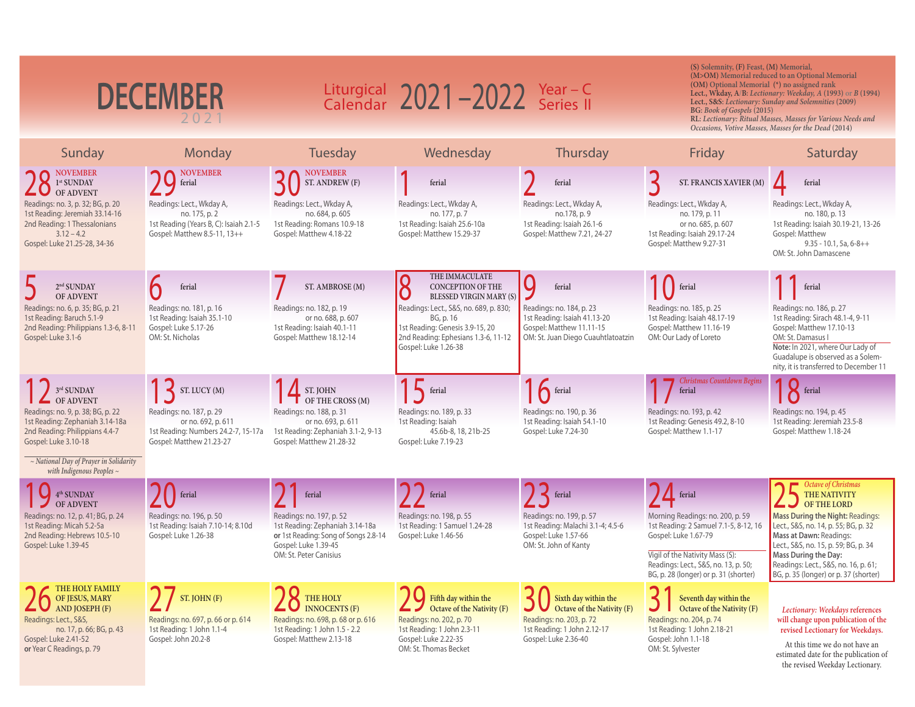# DECEMBER 2021

## Liturgical Calendar 2021–2022 Year – C Series II

(S) Solemnity, (F) Feast, (M) Memorial,
(M>OM) Memorial reduced to an Optional Memorial
(OM) Optional Memorial (*) no assigned rank
Lect., Wkday, A/B: *Lectionary: Weekday, A* (1993) or *B* (1994)
Lect., S&S: *Lectionary: Sunday and Solemnities* (2009)
BG: *Book of Gospels* (2015)
RL: *Lectionary: Ritual Masses, Masses for Various Needs and Occasions, Votive Masses, Masses for the Dead* (2014)

| Sunday | Monday | Tuesday | Wednesday | Thursday | Friday | Saturday |
|---|---|---|---|---|---|---|
| **28** NOVEMBER 1st SUNDAY OF ADVENT<br>Readings: no. 3, p. 32; BG, p. 20<br>1st Reading: Jeremiah 33.14-16<br>2nd Reading: 1 Thessalonians 3.12 – 4.2<br>Gospel: Luke 21.25-28, 34-36 | **29** NOVEMBER ferial<br>Readings: Lect., Wkday A, no. 175, p. 2<br>1st Reading (Years B, C): Isaiah 2.1-5<br>Gospel: Matthew 8.5-11, 13++ | **30** NOVEMBER ST. ANDREW (F)<br>Readings: Lect., Wkday A, no. 684, p. 605<br>1st Reading: Romans 10.9-18<br>Gospel: Matthew 4.18-22 | **1** ferial<br>Readings: Lect., Wkday A, no. 177, p. 7<br>1st Reading: Isaiah 25.6-10a<br>Gospel: Matthew 15.29-37 | **2** ferial<br>Readings: Lect., Wkday A, no.178, p. 9<br>1st Reading: Isaiah 26.1-6<br>Gospel: Matthew 7.21, 24-27 | **3** ST. FRANCIS XAVIER (M)<br>Readings: Lect., Wkday A, no. 179, p. 11 or no. 685, p. 607<br>1st Reading: Isaiah 29.17-24<br>Gospel: Matthew 9.27-31 | **4** ferial<br>Readings: Lect., Wkday A, no. 180, p. 13<br>1st Reading: Isaiah 30.19-21, 13-26<br>Gospel: Matthew 9.35 - 10.1, 5a, 6-8++<br>OM: St. John Damascene |
| **5** 2nd SUNDAY OF ADVENT<br>Readings: no. 6, p. 35; BG, p. 21<br>1st Reading: Baruch 5.1-9<br>2nd Reading: Philippians 1.3-6, 8-11<br>Gospel: Luke 3.1-6 | **6** ferial<br>Readings: no. 181, p. 16<br>1st Reading: Isaiah 35.1-10<br>Gospel: Luke 5.17-26<br>OM: St. Nicholas | **7** ST. AMBROSE (M)<br>Readings: no. 182, p. 19 or no. 688, p. 607<br>1st Reading: Isaiah 40.1-11<br>Gospel: Matthew 18.12-14 | **8** THE IMMACULATE CONCEPTION OF THE BLESSED VIRGIN MARY (S)<br>Readings: Lect., S&S, no. 689, p. 830; BG, p. 16<br>1st Reading: Genesis 3.9-15, 20<br>2nd Reading: Ephesians 1.3-6, 11-12<br>Gospel: Luke 1.26-38 | **9** ferial<br>Readings: no. 184, p. 23<br>1st Reading: Isaiah 41.13-20<br>Gospel: Matthew 11.11-15<br>OM: St. Juan Diego Cuauhtlatoatzin | **10** ferial<br>Readings: no. 185, p. 25<br>1st Reading: Isaiah 48.17-19<br>Gospel: Matthew 11.16-19<br>OM: Our Lady of Loreto | **11** ferial<br>Readings: no. 186, p. 27<br>1st Reading: Sirach 48.1-4, 9-11<br>Gospel: Matthew 17.10-13<br>OM: St. Damasus I<br>**Note:** In 2021, where Our Lady of Guadalupe is observed as a Solemnity, it is transferred to December 11 |
| **12** 3rd SUNDAY OF ADVENT<br>Readings: no. 9, p. 38; BG, p. 22<br>1st Reading: Zephaniah 3.14-18a<br>2nd Reading: Philippians 4.4-7<br>Gospel: Luke 3.10-18<br>*~ National Day of Prayer in Solidarity with Indigenous Peoples ~* | **13** ST. LUCY (M)<br>Readings: no. 187, p. 29 or no. 692, p. 611<br>1st Reading: Numbers 24.2-7, 15-17a<br>Gospel: Matthew 21.23-27 | **14** ST. JOHN OF THE CROSS (M)<br>Readings: no. 188, p. 31 or no. 693, p. 611<br>1st Reading: Zephaniah 3.1-2, 9-13<br>Gospel: Matthew 21.28-32 | **15** ferial<br>Readings: no. 189, p. 33<br>1st Reading: Isaiah 45.6b-8, 18, 21b-25<br>Gospel: Luke 7.19-23 | **16** ferial<br>Readings: no. 190, p. 36<br>1st Reading: Isaiah 54.1-10<br>Gospel: Luke 7.24-30 | **17** *Christmas Countdown Begins* ferial<br>Readings: no. 193, p. 42<br>1st Reading: Genesis 49.2, 8-10<br>Gospel: Matthew 1.1-17 | **18** ferial<br>Readings: no. 194, p. 45<br>1st Reading: Jeremiah 23.5-8<br>Gospel: Matthew 1.18-24 |
| **19** 4th SUNDAY OF ADVENT<br>Readings: no. 12, p. 41; BG, p. 24<br>1st Reading: Micah 5.2-5a<br>2nd Reading: Hebrews 10.5-10<br>Gospel: Luke 1.39-45 | **20** ferial<br>Readings: no. 196, p. 50<br>1st Reading: Isaiah 7.10-14; 8.10d<br>Gospel: Luke 1.26-38 | **21** ferial<br>Readings: no. 197, p. 52<br>1st Reading: Zephaniah 3.14-18a **or** 1st Reading: Song of Songs 2.8-14<br>Gospel: Luke 1.39-45<br>OM: St. Peter Canisius | **22** ferial<br>Readings: no. 198, p. 55<br>1st Reading: 1 Samuel 1.24-28<br>Gospel: Luke 1.46-56 | **23** ferial<br>Readings: no. 199, p. 57<br>1st Reading: Malachi 3.1-4; 4.5-6<br>Gospel: Luke 1.57-66<br>OM: St. John of Kanty | **24** ferial<br>Morning Readings: no. 200, p. 59<br>1st Reading: 2 Samuel 7.1-5, 8-12, 16<br>Gospel: Luke 1.67-79<br>Vigil of the Nativity Mass (S): Readings: Lect., S&S, no. 13, p. 50; BG, p. 28 (longer) or p. 31 (shorter) | **25** *Octave of Christmas* THE NATIVITY OF THE LORD<br>**Mass During the Night:** Readings: Lect., S&S, no. 14, p. 55; BG, p. 32<br>**Mass at Dawn:** Readings: Lect., S&S, no. 15, p. 59; BG, p. 34<br>**Mass During the Day:** Readings: Lect., S&S, no. 16, p. 61; BG, p. 35 (longer) or p. 37 (shorter) |
| **26** THE HOLY FAMILY OF JESUS, MARY AND JOSEPH (F)<br>Readings: Lect., S&S, no. 17, p. 66; BG, p. 43<br>Gospel: Luke 2.41-52<br>**or** Year C Readings, p. 79 | **27** ST. JOHN (F)<br>Readings: no. 697, p. 66 or p. 614<br>1st Reading: 1 John 1.1-4<br>Gospel: John 20.2-8 | **28** THE HOLY INNOCENTS (F)<br>Readings: no. 698, p. 68 or p. 616<br>1st Reading: 1 John 1.5 - 2.2<br>Gospel: Matthew 2.13-18 | **29** Fifth day within the Octave of the Nativity (F)<br>Readings: no. 202, p. 70<br>1st Reading: 1 John 2.3-11<br>Gospel: Luke 2.22-35<br>OM: St. Thomas Becket | **30** Sixth day within the Octave of the Nativity (F)<br>Readings: no. 203, p. 72<br>1st Reading: 1 John 2.12-17<br>Gospel: Luke 2.36-40 | **31** Seventh day within the Octave of the Nativity (F)<br>Readings: no. 204, p. 74<br>1st Reading: 1 John 2.18-21<br>Gospel: John 1.1-18<br>OM: St. Sylvester | *Lectionary: Weekdays* references will change upon publication of the revised Lectionary for Weekdays.<br>At this time we do not have an estimated date for the publication of the revised Weekday Lectionary. |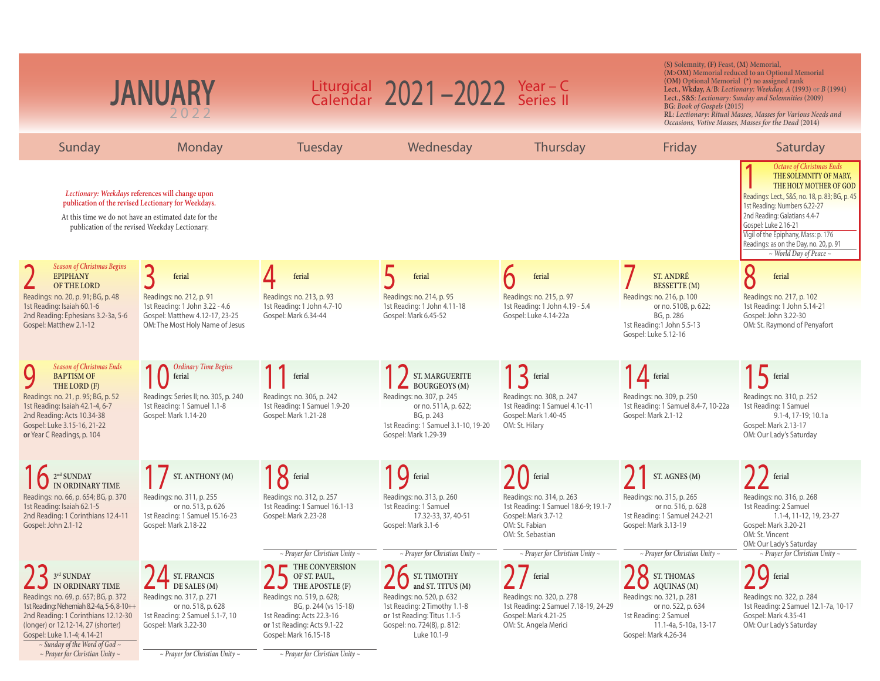# JANUARY 2022

## Liturgical Calendar 2021–2022 Year – C Series II

**(S)** Solemnity, **(F)** Feast, **(M)** Memorial,
**(M>OM)** Memorial reduced to an Optional Memorial
**(OM)** Optional Memorial (*) no assigned rank
**Lect., Wkday, A/B:** *Lectionary: Weekday, A* (1993) or *B* (1994)
**Lect., S&S:** *Lectionary: Sunday and Solemnities* (2009)
**BG:** *Book of Gospels* (2015)
**RL:** *Lectionary: Ritual Masses, Masses for Various Needs and Occasions, Votive Masses, Masses for the Dead* (2014)

*Lectionary: Weekdays* references will change upon publication of the revised Lectionary for Weekdays.

At this time we do not have an estimated date for the publication of the revised Weekday Lectionary.

| Sunday | Monday | Tuesday | Wednesday | Thursday | Friday | Saturday |
|---|---|---|---|---|---|---|
| | | | | | | **1** *Octave of Christmas Ends* THE SOLEMNITY OF MARY, THE HOLY MOTHER OF GOD<br>Readings: Lect., S&S, no. 18, p. 83; BG, p. 45<br>1st Reading: Numbers 6.22-27<br>2nd Reading: Galatians 4.4-7<br>Gospel: Luke 2.16-21<br>Vigil of the Epiphany, Mass: p. 176<br>Readings: as on the Day, no. 20, p. 91<br>~ World Day of Peace ~ |
| **2** *Season of Christmas Begins* EPIPHANY OF THE LORD<br>Readings: no. 20, p. 91; BG, p. 48<br>1st Reading: Isaiah 60.1-6<br>2nd Reading: Ephesians 3.2-3a, 5-6<br>Gospel: Matthew 2.1-12 | **3** ferial<br>Readings: no. 212, p. 91<br>1st Reading: 1 John 3.22 - 4.6<br>Gospel: Matthew 4.12-17, 23-25<br>OM: The Most Holy Name of Jesus | **4** ferial<br>Readings: no. 213, p. 93<br>1st Reading: 1 John 4.7-10<br>Gospel: Mark 6.34-44 | **5** ferial<br>Readings: no. 214, p. 95<br>1st Reading: 1 John 4.11-18<br>Gospel: Mark 6.45-52 | **6** ferial<br>Readings: no. 215, p. 97<br>1st Reading: 1 John 4.19 - 5.4<br>Gospel: Luke 4.14-22a | **7** ST. ANDRÉ BESSETTE (M)<br>Readings: no. 216, p. 100 or no. 510B, p. 622; BG, p. 286<br>1st Reading:1 John 5.5-13<br>Gospel: Luke 5.12-16 | **8** ferial<br>Readings: no. 217, p. 102<br>1st Reading: 1 John 5.14-21<br>Gospel: John 3.22-30<br>OM: St. Raymond of Penyafort |
| **9** *Season of Christmas Ends* BAPTISM OF THE LORD (F)<br>Readings: no. 21, p. 95; BG, p. 52<br>1st Reading: Isaiah 42.1-4, 6-7<br>2nd Reading: Acts 10.34-38<br>Gospel: Luke 3.15-16, 21-22<br>**or** Year C Readings, p. 104 | **10** *Ordinary Time Begins* ferial<br>Readings: Series II; no. 305, p. 240<br>1st Reading: 1 Samuel 1.1-8<br>Gospel: Mark 1.14-20 | **11** ferial<br>Readings: no. 306, p. 242<br>1st Reading: 1 Samuel 1.9-20<br>Gospel: Mark 1.21-28 | **12** ST. MARGUERITE BOURGEOYS (M)<br>Readings: no. 307, p. 245 or no. 511A, p. 622; BG, p. 243<br>1st Reading: 1 Samuel 3.1-10, 19-20<br>Gospel: Mark 1.29-39 | **13** ferial<br>Readings: no. 308, p. 247<br>1st Reading: 1 Samuel 4.1c-11<br>Gospel: Mark 1.40-45<br>OM: St. Hilary | **14** ferial<br>Readings: no. 309, p. 250<br>1st Reading: 1 Samuel 8.4-7, 10-22a<br>Gospel: Mark 2.1-12 | **15** ferial<br>Readings: no. 310, p. 252<br>1st Reading: 1 Samuel 9.1-4, 17-19; 10.1a<br>Gospel: Mark 2.13-17<br>OM: Our Lady's Saturday |
| **16** 2nd SUNDAY IN ORDINARY TIME<br>Readings: no. 66, p. 654; BG, p. 370<br>1st Reading: Isaiah 62.1-5<br>2nd Reading: 1 Corinthians 12.4-11<br>Gospel: John 2.1-12 | **17** ST. ANTHONY (M)<br>Readings: no. 311, p. 255 or no. 513, p. 626<br>1st Reading: 1 Samuel 15.16-23<br>Gospel: Mark 2.18-22 | **18** ferial<br>Readings: no. 312, p. 257<br>1st Reading: 1 Samuel 16.1-13<br>Gospel: Mark 2.23-28<br>~ Prayer for Christian Unity ~ | **19** ferial<br>Readings: no. 313, p. 260<br>1st Reading: 1 Samuel 17.32-33, 37, 40-51<br>Gospel: Mark 3.1-6<br>~ Prayer for Christian Unity ~ | **20** ferial<br>Readings: no. 314, p. 263<br>1st Reading: 1 Samuel 18.6-9; 19.1-7<br>Gospel: Mark 3.7-12<br>OM: St. Fabian<br>OM: St. Sebastian<br>~ Prayer for Christian Unity ~ | **21** ST. AGNES (M)<br>Readings: no. 315, p. 265 or no. 516, p. 628<br>1st Reading: 1 Samuel 24.2-21<br>Gospel: Mark 3.13-19<br>~ Prayer for Christian Unity ~ | **22** ferial<br>Readings: no. 316, p. 268<br>1st Reading: 2 Samuel 1.1-4, 11-12, 19, 23-27<br>Gospel: Mark 3.20-21<br>OM: St. Vincent<br>OM: Our Lady's Saturday<br>~ Prayer for Christian Unity ~ |
| **23** 3rd SUNDAY IN ORDINARY TIME<br>Readings: no. 69, p. 657; BG, p. 372<br>1st Reading: Nehemiah 8.2-4a, 5-6, 8-10++<br>2nd Reading: 1 Corinthians 12.12-30 (longer) or 12.12-14, 27 (shorter)<br>Gospel: Luke 1.1-4; 4.14-21<br>~ Sunday of the Word of God ~<br>~ Prayer for Christian Unity ~ | **24** ST. FRANCIS DE SALES (M)<br>Readings: no. 317, p. 271 or no. 518, p. 628<br>1st Reading: 2 Samuel 5.1-7, 10<br>Gospel: Mark 3.22-30<br>~ Prayer for Christian Unity ~ | **25** THE CONVERSION OF ST. PAUL, THE APOSTLE (F)<br>Readings: no. 519, p. 628; BG, p. 244 (vs 15-18)<br>1st Reading: Acts 22.3-16<br>**or** 1st Reading: Acts 9.1-22<br>Gospel: Mark 16.15-18<br>~ Prayer for Christian Unity ~ | **26** ST. TIMOTHY and ST. TITUS (M)<br>Readings: no. 520, p. 632<br>1st Reading: 2 Timothy 1.1-8<br>**or** 1st Reading: Titus 1.1-5<br>Gospel: no. 724(8), p. 812: Luke 10.1-9 | **27** ferial<br>Readings: no. 320, p. 278<br>1st Reading: 2 Samuel 7.18-19, 24-29<br>Gospel: Mark 4.21-25<br>OM: St. Angela Merici | **28** ST. THOMAS AQUINAS (M)<br>Readings: no. 321, p. 281 or no. 522, p. 634<br>1st Reading: 2 Samuel 11.1-4a, 5-10a, 13-17<br>Gospel: Mark 4.26-34 | **29** ferial<br>Readings: no. 322, p. 284<br>1st Reading: 2 Samuel 12.1-7a, 10-17<br>Gospel: Mark 4.35-41<br>OM: Our Lady's Saturday |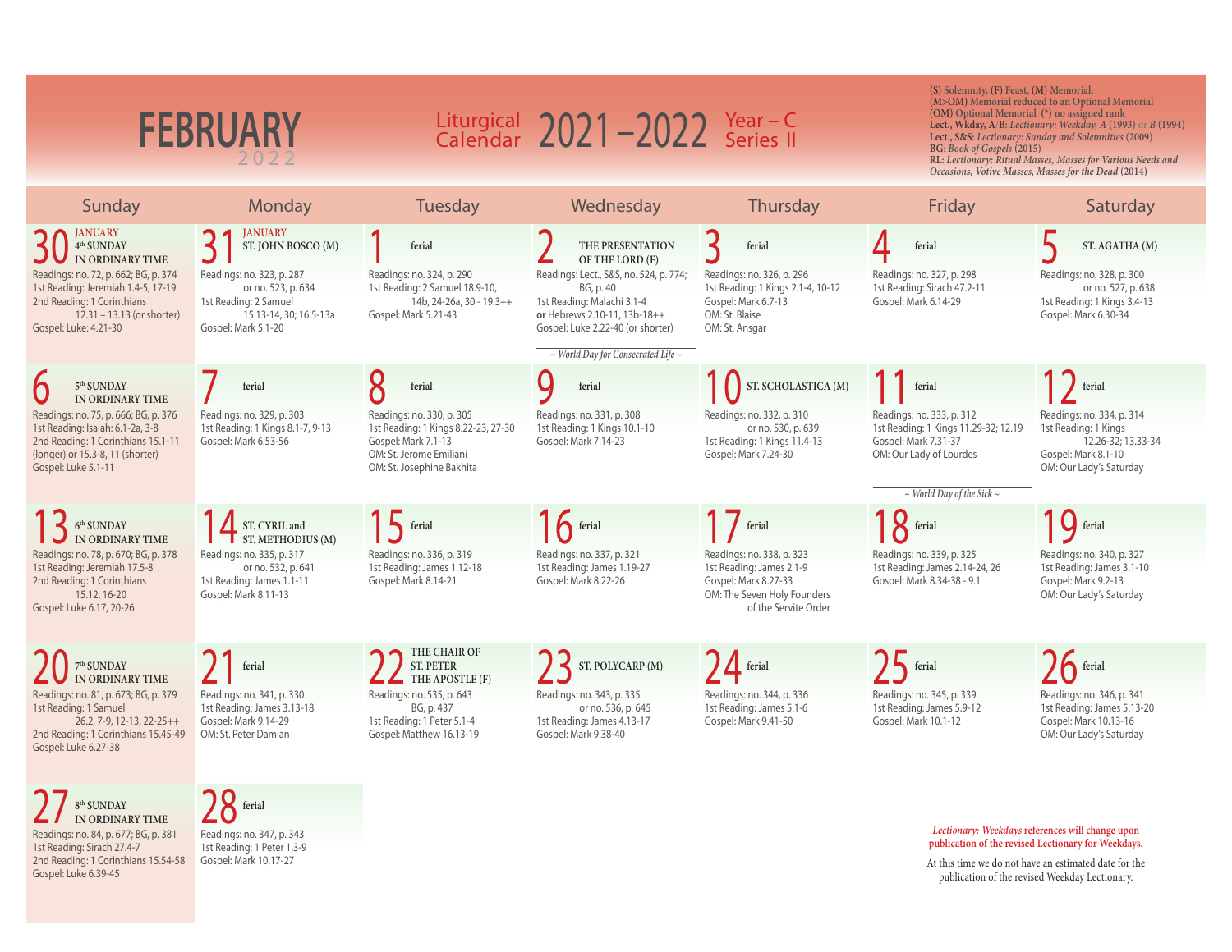# FEBRUARY 2022

## Liturgical Calendar 2021–2022 Year – C Series II

**(S)** Solemnity, **(F)** Feast, **(M)** Memorial,
**(M>OM)** Memorial reduced to an Optional Memorial
**(OM)** Optional Memorial (*) no assigned rank
**Lect., Wkday, A/B:** *Lectionary: Weekday, A* (1993) or *B* (1994)
**Lect., S&S:** *Lectionary: Sunday and Solemnities* (2009)
**BG:** *Book of Gospels* (2015)
**RL:** *Lectionary: Ritual Masses, Masses for Various Needs and Occasions, Votive Masses, Masses for the Dead* (2014)

| Sunday | Monday | Tuesday | Wednesday | Thursday | Friday | Saturday |
|---|---|---|---|---|---|---|
| **30** JANUARY 4th SUNDAY IN ORDINARY TIME<br>Readings: no. 72, p. 662; BG, p. 374<br>1st Reading: Jeremiah 1.4-5, 17-19<br>2nd Reading: 1 Corinthians 12.31 – 13.13 (or shorter)<br>Gospel: Luke: 4.21-30 | **31** JANUARY ST. JOHN BOSCO (M)<br>Readings: no. 323, p. 287 or no. 523, p. 634<br>1st Reading: 2 Samuel 15.13-14, 30; 16.5-13a<br>Gospel: Mark 5.1-20 | **1** ferial<br>Readings: no. 324, p. 290<br>1st Reading: 2 Samuel 18.9-10, 14b, 24-26a, 30 - 19.3++<br>Gospel: Mark 5.21-43 | **2** THE PRESENTATION OF THE LORD (F)<br>Readings: Lect., S&S, no. 524, p. 774; BG, p. 40<br>1st Reading: Malachi 3.1-4<br>**or** Hebrews 2.10-11, 13b-18++<br>Gospel: Luke 2.22-40 (or shorter)<br>*~ World Day for Consecrated Life ~* | **3** ferial<br>Readings: no. 326, p. 296<br>1st Reading: 1 Kings 2.1-4, 10-12<br>Gospel: Mark 6.7-13<br>OM: St. Blaise<br>OM: St. Ansgar | **4** ferial<br>Readings: no. 327, p. 298<br>1st Reading: Sirach 47.2-11<br>Gospel: Mark 6.14-29 | **5** ST. AGATHA (M)<br>Readings: no. 328, p. 300 or no. 527, p. 638<br>1st Reading: 1 Kings 3.4-13<br>Gospel: Mark 6.30-34 |
| **6** 5th SUNDAY IN ORDINARY TIME<br>Readings: no. 75, p. 666; BG, p. 376<br>1st Reading: Isaiah: 6.1-2a, 3-8<br>2nd Reading: 1 Corinthians 15.1-11 (longer) or 15.3-8, 11 (shorter)<br>Gospel: Luke 5.1-11 | **7** ferial<br>Readings: no. 329, p. 303<br>1st Reading: 1 Kings 8.1-7, 9-13<br>Gospel: Mark 6.53-56 | **8** ferial<br>Readings: no. 330, p. 305<br>1st Reading: 1 Kings 8.22-23, 27-30<br>Gospel: Mark 7.1-13<br>OM: St. Jerome Emiliani<br>OM: St. Josephine Bakhita | **9** ferial<br>Readings: no. 331, p. 308<br>1st Reading: 1 Kings 10.1-10<br>Gospel: Mark 7.14-23 | **10** ST. SCHOLASTICA (M)<br>Readings: no. 332, p. 310 or no. 530, p. 639<br>1st Reading: 1 Kings 11.4-13<br>Gospel: Mark 7.24-30 | **11** ferial<br>Readings: no. 333, p. 312<br>1st Reading: 1 Kings 11.29-32; 12.19<br>Gospel: Mark 7.31-37<br>OM: Our Lady of Lourdes<br>*~ World Day of the Sick ~* | **12** ferial<br>Readings: no. 334, p. 314<br>1st Reading: 1 Kings 12.26-32; 13.33-34<br>Gospel: Mark 8.1-10<br>OM: Our Lady's Saturday |
| **13** 6th SUNDAY IN ORDINARY TIME<br>Readings: no. 78, p. 670; BG, p. 378<br>1st Reading: Jeremiah 17.5-8<br>2nd Reading: 1 Corinthians 15.12, 16-20<br>Gospel: Luke 6.17, 20-26 | **14** ST. CYRIL and ST. METHODIUS (M)<br>Readings: no. 335, p. 317 or no. 532, p. 641<br>1st Reading: James 1.1-11<br>Gospel: Mark 8.11-13 | **15** ferial<br>Readings: no. 336, p. 319<br>1st Reading: James 1.12-18<br>Gospel: Mark 8.14-21 | **16** ferial<br>Readings: no. 337, p. 321<br>1st Reading: James 1.19-27<br>Gospel: Mark 8.22-26 | **17** ferial<br>Readings: no. 338, p. 323<br>1st Reading: James 2.1-9<br>Gospel: Mark 8.27-33<br>OM: The Seven Holy Founders of the Servite Order | **18** ferial<br>Readings: no. 339, p. 325<br>1st Reading: James 2.14-24, 26<br>Gospel: Mark 8.34-38 - 9.1 | **19** ferial<br>Readings: no. 340, p. 327<br>1st Reading: James 3.1-10<br>Gospel: Mark 9.2-13<br>OM: Our Lady's Saturday |
| **20** 7th SUNDAY IN ORDINARY TIME<br>Readings: no. 81, p. 673; BG, p. 379<br>1st Reading: 1 Samuel 26.2, 7-9, 12-13, 22-25++<br>2nd Reading: 1 Corinthians 15.45-49<br>Gospel: Luke 6.27-38 | **21** ferial<br>Readings: no. 341, p. 330<br>1st Reading: James 3.13-18<br>Gospel: Mark 9.14-29<br>OM: St. Peter Damian | **22** THE CHAIR OF ST. PETER THE APOSTLE (F)<br>Readings: no. 535, p. 643 BG, p. 437<br>1st Reading: 1 Peter 5.1-4<br>Gospel: Matthew 16.13-19 | **23** ST. POLYCARP (M)<br>Readings: no. 343, p. 335 or no. 536, p. 645<br>1st Reading: James 4.13-17<br>Gospel: Mark 9.38-40 | **24** ferial<br>Readings: no. 344, p. 336<br>1st Reading: James 5.1-6<br>Gospel: Mark 9.41-50 | **25** ferial<br>Readings: no. 345, p. 339<br>1st Reading: James 5.9-12<br>Gospel: Mark 10.1-12 | **26** ferial<br>Readings: no. 346, p. 341<br>1st Reading: James 5.13-20<br>Gospel: Mark 10.13-16<br>OM: Our Lady's Saturday |
| **27** 8th SUNDAY IN ORDINARY TIME<br>Readings: no. 84, p. 677; BG, p. 381<br>1st Reading: Sirach 27.4-7<br>2nd Reading: 1 Corinthians 15.54-58<br>Gospel: Luke 6.39-45 | **28** ferial<br>Readings: no. 347, p. 343<br>1st Reading: 1 Peter 1.3-9<br>Gospel: Mark 10.17-27 | | | | | |

*Lectionary: Weekdays* references will change upon publication of the revised Lectionary for Weekdays.

At this time we do not have an estimated date for the publication of the revised Weekday Lectionary.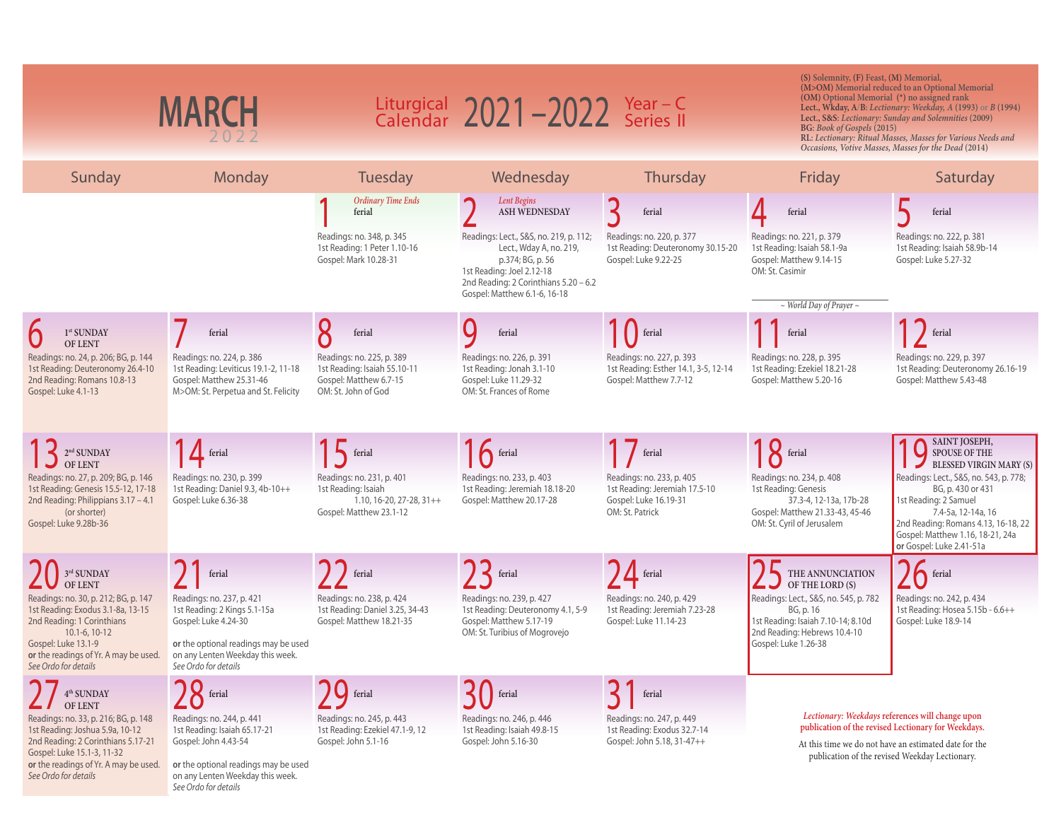# MARCH 2022

## Liturgical Calendar 2021–2022 Year – C Series II

(S) Solemnity, (F) Feast, (M) Memorial,
(M>OM) Memorial reduced to an Optional Memorial
(OM) Optional Memorial (*) no assigned rank
Lect., Wkday, A/B: *Lectionary: Weekday, A* (1993) or *B* (1994)
Lect., S&S: *Lectionary: Sunday and Solemnities* (2009)
BG: *Book of Gospels* (2015)
RL: *Lectionary: Ritual Masses, Masses for Various Needs and Occasions, Votive Masses, Masses for the Dead* (2014)

| Sunday | Monday | Tuesday | Wednesday | Thursday | Friday | Saturday |
|---|---|---|---|---|---|---|
| | | **1** *Ordinary Time Ends* ferial<br>Readings: no. 348, p. 345<br>1st Reading: 1 Peter 1.10-16<br>Gospel: Mark 10.28-31 | **2** *Lent Begins* ASH WEDNESDAY<br>Readings: Lect., S&S, no. 219, p. 112; Lect., Wday A, no. 219, p.374; BG, p. 56<br>1st Reading: Joel 2.12-18<br>2nd Reading: 2 Corinthians 5.20 – 6.2<br>Gospel: Matthew 6.1-6, 16-18 | **3** ferial<br>Readings: no. 220, p. 377<br>1st Reading: Deuteronomy 30.15-20<br>Gospel: Luke 9.22-25 | **4** ferial<br>Readings: no. 221, p. 379<br>1st Reading: Isaiah 58.1-9a<br>Gospel: Matthew 9.14-15<br>OM: St. Casimir<br>*~ World Day of Prayer ~* | **5** ferial<br>Readings: no. 222, p. 381<br>1st Reading: Isaiah 58.9b-14<br>Gospel: Luke 5.27-32 |
| **6** 1st SUNDAY OF LENT<br>Readings: no. 24, p. 206; BG, p. 144<br>1st Reading: Deuteronomy 26.4-10<br>2nd Reading: Romans 10.8-13<br>Gospel: Luke 4.1-13 | **7** ferial<br>Readings: no. 224, p. 386<br>1st Reading: Leviticus 19.1-2, 11-18<br>Gospel: Matthew 25.31-46<br>M>OM: St. Perpetua and St. Felicity | **8** ferial<br>Readings: no. 225, p. 389<br>1st Reading: Isaiah 55.10-11<br>Gospel: Matthew 6.7-15<br>OM: St. John of God | **9** ferial<br>Readings: no. 226, p. 391<br>1st Reading: Jonah 3.1-10<br>Gospel: Luke 11.29-32<br>OM: St. Frances of Rome | **10** ferial<br>Readings: no. 227, p. 393<br>1st Reading: Esther 14.1, 3-5, 12-14<br>Gospel: Matthew 7.7-12 | **11** ferial<br>Readings: no. 228, p. 395<br>1st Reading: Ezekiel 18.21-28<br>Gospel: Matthew 5.20-16 | **12** ferial<br>Readings: no. 229, p. 397<br>1st Reading: Deuteronomy 26.16-19<br>Gospel: Matthew 5.43-48 |
| **13** 2nd SUNDAY OF LENT<br>Readings: no. 27, p. 209; BG, p. 146<br>1st Reading: Genesis 15.5-12, 17-18<br>2nd Reading: Philippians 3.17 – 4.1 (or shorter)<br>Gospel: Luke 9.28b-36 | **14** ferial<br>Readings: no. 230, p. 399<br>1st Reading: Daniel 9.3, 4b-10++<br>Gospel: Luke 6.36-38 | **15** ferial<br>Readings: no. 231, p. 401<br>1st Reading: Isaiah 1.10, 16-20, 27-28, 31++<br>Gospel: Matthew 23.1-12 | **16** ferial<br>Readings: no. 233, p. 403<br>1st Reading: Jeremiah 18.18-20<br>Gospel: Matthew 20.17-28 | **17** ferial<br>Readings: no. 233, p. 405<br>1st Reading: Jeremiah 17.5-10<br>Gospel: Luke 16.19-31<br>OM: St. Patrick | **18** ferial<br>Readings: no. 234, p. 408<br>1st Reading: Genesis 37.3-4, 12-13a, 17b-28<br>Gospel: Matthew 21.33-43, 45-46<br>OM: St. Cyril of Jerusalem | **19** SAINT JOSEPH, SPOUSE OF THE BLESSED VIRGIN MARY (S)<br>Readings: Lect., S&S, no. 543, p. 778; BG, p. 430 or 431<br>1st Reading: 2 Samuel 7.4-5a, 12-14a, 16<br>2nd Reading: Romans 4.13, 16-18, 22<br>Gospel: Matthew 1.16, 18-21, 24a<br>**or** Gospel: Luke 2.41-51a |
| **20** 3rd SUNDAY OF LENT<br>Readings: no. 30, p. 212; BG, p. 147<br>1st Reading: Exodus 3.1-8a, 13-15<br>2nd Reading: 1 Corinthians 10.1-6, 10-12<br>Gospel: Luke 13.1-9<br>**or** the readings of Yr. A may be used. *See Ordo for details* | **21** ferial<br>Readings: no. 237, p. 421<br>1st Reading: 2 Kings 5.1-15a<br>Gospel: Luke 4.24-30<br>**or** the optional readings may be used on any Lenten Weekday this week. *See Ordo for details* | **22** ferial<br>Readings: no. 238, p. 424<br>1st Reading: Daniel 3.25, 34-43<br>Gospel: Matthew 18.21-35 | **23** ferial<br>Readings: no. 239, p. 427<br>1st Reading: Deuteronomy 4.1, 5-9<br>Gospel: Matthew 5.17-19<br>OM: St. Turibius of Mogrovejo | **24** ferial<br>Readings: no. 240, p. 429<br>1st Reading: Jeremiah 7.23-28<br>Gospel: Luke 11.14-23 | **25** THE ANNUNCIATION OF THE LORD (S)<br>Readings: Lect., S&S, no. 545, p. 782 BG, p. 16<br>1st Reading: Isaiah 7.10-14; 8.10d<br>2nd Reading: Hebrews 10.4-10<br>Gospel: Luke 1.26-38 | **26** ferial<br>Readings: no. 242, p. 434<br>1st Reading: Hosea 5.15b - 6.6++<br>Gospel: Luke 18.9-14 |
| **27** 4th SUNDAY OF LENT<br>Readings: no. 33, p. 216; BG, p. 148<br>1st Reading: Joshua 5.9a, 10-12<br>2nd Reading: 2 Corinthians 5.17-21<br>Gospel: Luke 15.1-3, 11-32<br>**or** the readings of Yr. A may be used. *See Ordo for details* | **28** ferial<br>Readings: no. 244, p. 441<br>1st Reading: Isaiah 65.17-21<br>Gospel: John 4.43-54<br>**or** the optional readings may be used on any Lenten Weekday this week. *See Ordo for details* | **29** ferial<br>Readings: no. 245, p. 443<br>1st Reading: Ezekiel 47.1-9, 12<br>Gospel: John 5.1-16 | **30** ferial<br>Readings: no. 246, p. 446<br>1st Reading: Isaiah 49.8-15<br>Gospel: John 5.16-30 | **31** ferial<br>Readings: no. 247, p. 449<br>1st Reading: Exodus 32.7-14<br>Gospel: John 5.18, 31-47++ | | |

*Lectionary: Weekdays* references will change upon publication of the revised Lectionary for Weekdays.

At this time we do not have an estimated date for the publication of the revised Weekday Lectionary.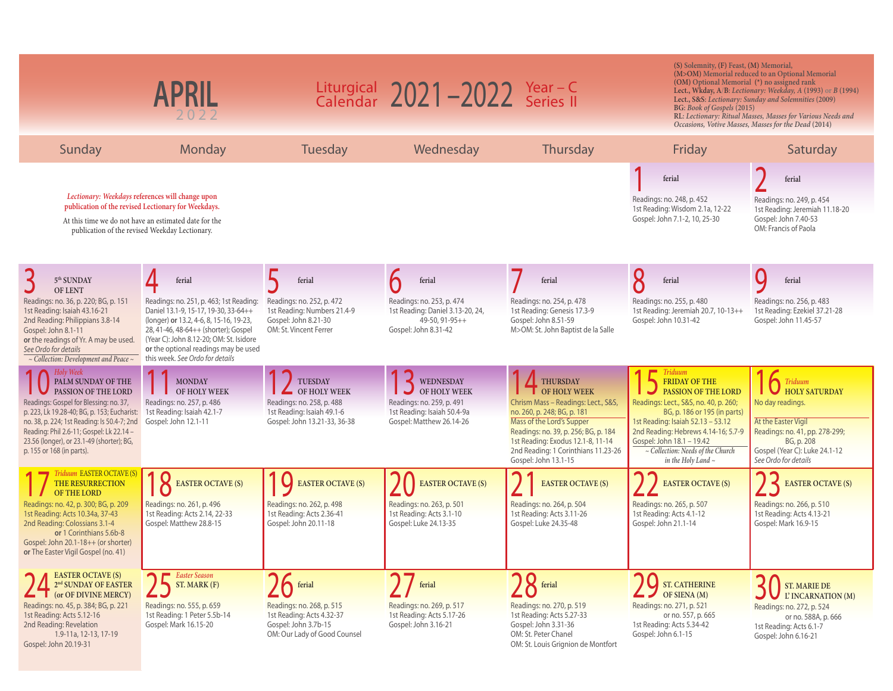# APRIL 2022

## Liturgical Calendar 2021–2022 Year – C Series II

(S) Solemnity, (F) Feast, (M) Memorial,
(M>OM) Memorial reduced to an Optional Memorial
(OM) Optional Memorial (*) no assigned rank
Lect., Wkday, A/B: *Lectionary: Weekday, A* (1993) or *B* (1994)
Lect., S&S: *Lectionary: Sunday and Solemnities* (2009)
BG: *Book of Gospels* (2015)
RL: *Lectionary: Ritual Masses, Masses for Various Needs and Occasions, Votive Masses, Masses for the Dead* (2014)

*Lectionary: Weekdays* references will change upon publication of the revised Lectionary for Weekdays.

At this time we do not have an estimated date for the publication of the revised Weekday Lectionary.

| Sunday | Monday | Tuesday | Wednesday | Thursday | Friday | Saturday |
|---|---|---|---|---|---|---|
| | | | | | **1** ferial<br>Readings: no. 248, p. 452<br>1st Reading: Wisdom 2.1a, 12-22<br>Gospel: John 7.1-2, 10, 25-30 | **2** ferial<br>Readings: no. 249, p. 454<br>1st Reading: Jeremiah 11.18-20<br>Gospel: John 7.40-53<br>OM: Francis of Paola |
| **3** 5th SUNDAY OF LENT<br>Readings: no. 36, p. 220; BG, p. 151<br>1st Reading: Isaiah 43.16-21<br>2nd Reading: Philippians 3.8-14<br>Gospel: John 8.1-11<br>**or** the readings of Yr. A may be used. *See Ordo for details*<br>*~ Collection: Development and Peace ~* | **4** ferial<br>Readings: no. 251, p. 463; 1st Reading: Daniel 13.1-9, 15-17, 19-30, 33-64++ (longer) **or** 13.2, 4-6, 8, 15-16, 19-23, 28, 41-46, 48-64++ (shorter); Gospel (Year C): John 8.12-20; OM: St. Isidore **or** the optional readings may be used this week. *See Ordo for details* | **5** ferial<br>Readings: no. 252, p. 472<br>1st Reading: Numbers 21.4-9<br>Gospel: John 8.21-30<br>OM: St. Vincent Ferrer | **6** ferial<br>Readings: no. 253, p. 474<br>1st Reading: Daniel 3.13-20, 24, 49-50, 91-95++<br>Gospel: John 8.31-42 | **7** ferial<br>Readings: no. 254, p. 478<br>1st Reading: Genesis 17.3-9<br>Gospel: John 8.51-59<br>M>OM: St. John Baptist de la Salle | **8** ferial<br>Readings: no. 255, p. 480<br>1st Reading: Jeremiah 20.7, 10-13++<br>Gospel: John 10.31-42 | **9** ferial<br>Readings: no. 256, p. 483<br>1st Reading: Ezekiel 37.21-28<br>Gospel: John 11.45-57 |
| **10** *Holy Week* PALM SUNDAY OF THE PASSION OF THE LORD<br>Readings: Gospel for Blessing: no. 37, p. 223, Lk 19.28-40; BG, p. 153; Eucharist: no. 38, p. 224; 1st Reading: Is 50.4-7; 2nd Reading: Phil 2.6-11; Gospel: Lk 22.14 – 23.56 (longer), or 23.1-49 (shorter); BG, p. 155 or 168 (in parts). | **11** MONDAY OF HOLY WEEK<br>Readings: no. 257, p. 486<br>1st Reading: Isaiah 42.1-7<br>Gospel: John 12.1-11 | **12** TUESDAY OF HOLY WEEK<br>Readings: no. 258, p. 488<br>1st Reading: Isaiah 49.1-6<br>Gospel: John 13.21-33, 36-38 | **13** WEDNESDAY OF HOLY WEEK<br>Readings: no. 259, p. 491<br>1st Reading: Isaiah 50.4-9a<br>Gospel: Matthew 26.14-26 | **14** THURSDAY OF HOLY WEEK<br>Chrism Mass – Readings: Lect., S&S, no. 260, p. 248; BG, p. 181<br>Mass of the Lord's Supper<br>Readings: no. 39, p. 256; BG, p. 184<br>1st Reading: Exodus 12.1-8, 11-14<br>2nd Reading: 1 Corinthians 11.23-26<br>Gospel: John 13.1-15 | **15** *Triduum* FRIDAY OF THE PASSION OF THE LORD<br>Readings: Lect., S&S, no. 40, p. 260; BG, p. 186 or 195 (in parts)<br>1st Reading: Isaiah 52.13 – 53.12<br>2nd Reading: Hebrews 4.14-16; 5.7-9<br>Gospel: John 18.1 – 19.42<br>*~ Collection: Needs of the Church in the Holy Land ~* | **16** *Triduum* HOLY SATURDAY<br>No day readings.<br>At the Easter Vigil<br>Readings: no. 41, pp. 278-299; BG, p. 208<br>Gospel (Year C): Luke 24.1-12<br>*See Ordo for details* |
| **17** *Triduum* EASTER OCTAVE (S) THE RESURRECTION OF THE LORD<br>Readings: no. 42, p. 300; BG, p. 209<br>1st Reading: Acts 10.34a, 37-43<br>2nd Reading: Colossians 3.1-4 **or** 1 Corinthians 5.6b-8<br>Gospel: John 20.1-18++ (or shorter)<br>**or** The Easter Vigil Gospel (no. 41) | **18** EASTER OCTAVE (S)<br>Readings: no. 261, p. 496<br>1st Reading: Acts 2.14, 22-33<br>Gospel: Matthew 28.8-15 | **19** EASTER OCTAVE (S)<br>Readings: no. 262, p. 498<br>1st Reading: Acts 2.36-41<br>Gospel: John 20.11-18 | **20** EASTER OCTAVE (S)<br>Readings: no. 263, p. 501<br>1st Reading: Acts 3.1-10<br>Gospel: Luke 24.13-35 | **21** EASTER OCTAVE (S)<br>Readings: no. 264, p. 504<br>1st Reading: Acts 3.11-26<br>Gospel: Luke 24.35-48 | **22** EASTER OCTAVE (S)<br>Readings: no. 265, p. 507<br>1st Reading: Acts 4.1-12<br>Gospel: John 21.1-14 | **23** EASTER OCTAVE (S)<br>Readings: no. 266, p. 510<br>1st Reading: Acts 4.13-21<br>Gospel: Mark 16.9-15 |
| **24** EASTER OCTAVE (S) 2nd SUNDAY OF EASTER (or OF DIVINE MERCY)<br>Readings: no. 45, p. 384; BG, p. 221<br>1st Reading: Acts 5.12-16<br>2nd Reading: Revelation 1.9-11a, 12-13, 17-19<br>Gospel: John 20.19-31 | **25** *Easter Season* ST. MARK (F)<br>Readings: no. 555, p. 659<br>1st Reading: 1 Peter 5.5b-14<br>Gospel: Mark 16.15-20 | **26** ferial<br>Readings: no. 268, p. 515<br>1st Reading: Acts 4.32-37<br>Gospel: John 3.7b-15<br>OM: Our Lady of Good Counsel | **27** ferial<br>Readings: no. 269, p. 517<br>1st Reading: Acts 5.17-26<br>Gospel: John 3.16-21 | **28** ferial<br>Readings: no. 270, p. 519<br>1st Reading: Acts 5.27-33<br>Gospel: John 3.31-36<br>OM: St. Peter Chanel<br>OM: St. Louis Grignion de Montfort | **29** ST. CATHERINE OF SIENA (M)<br>Readings: no. 271, p. 521 or no. 557, p. 665<br>1st Reading: Acts 5.34-42<br>Gospel: John 6.1-15 | **30** ST. MARIE DE L'INCARNATION (M)<br>Readings: no. 272, p. 524 or no. 588A, p. 666<br>1st Reading: Acts 6.1-7<br>Gospel: John 6.16-21 |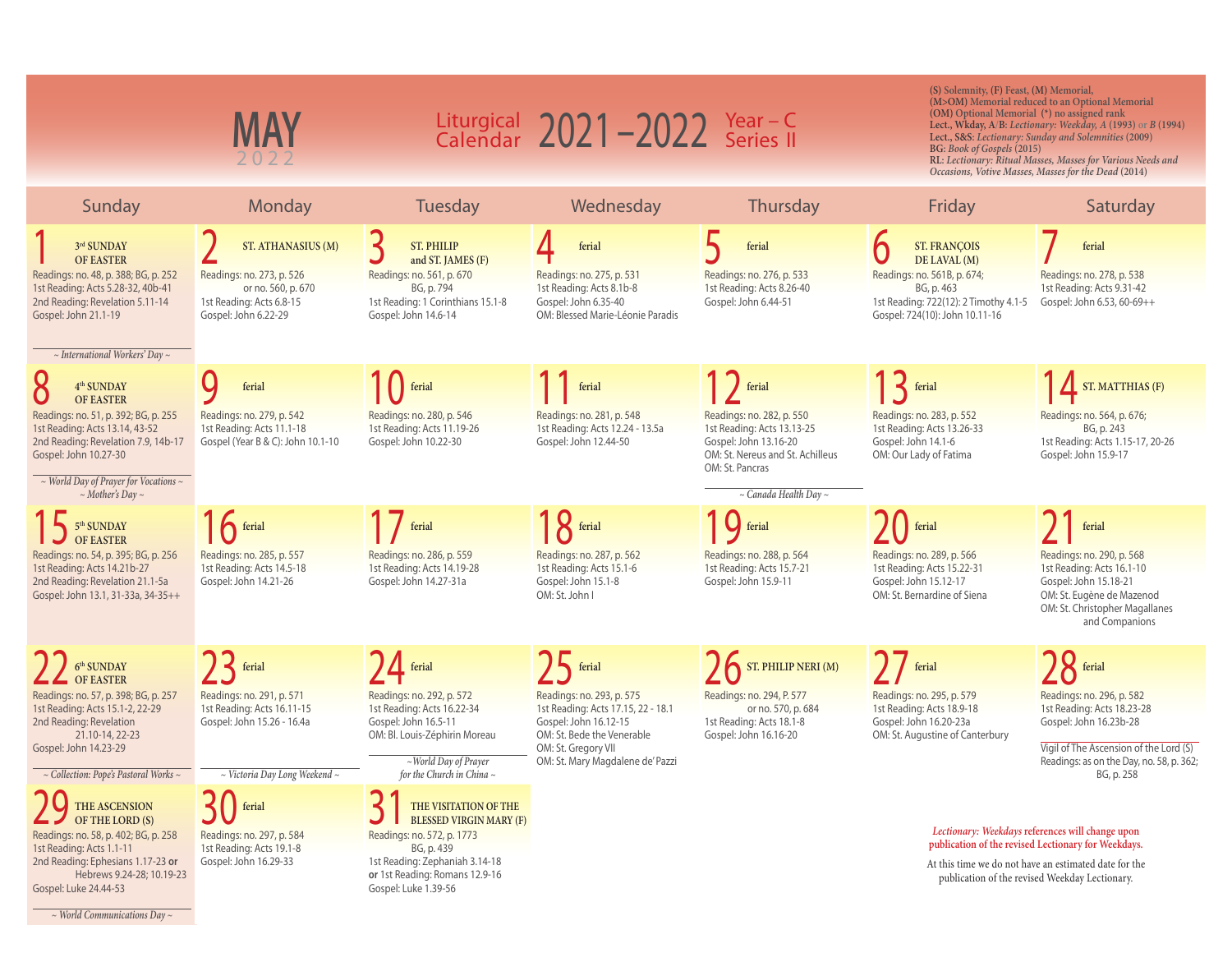# MAY 2022

## Liturgical Calendar 2021 – 2022 Year – C Series II

**(S)** Solemnity, **(F)** Feast, **(M)** Memorial, **(M>OM)** Memorial reduced to an Optional Memorial **(OM)** Optional Memorial (*) no assigned rank
**Lect., Wkday, A/B:** *Lectionary: Weekday, A* (1993) or *B* (1994)
**Lect., S&S:** *Lectionary: Sunday and Solemnities* (2009)
**BG:** *Book of Gospels* (2015)
**RL:** *Lectionary: Ritual Masses, Masses for Various Needs and Occasions, Votive Masses, Masses for the Dead* (2014)

| Sunday | Monday | Tuesday | Wednesday | Thursday | Friday | Saturday |
|---|---|---|---|---|---|---|
| **1** 3rd SUNDAY OF EASTER<br>Readings: no. 48, p. 388; BG, p. 252<br>1st Reading: Acts 5.28-32, 40b-41<br>2nd Reading: Revelation 5.11-14<br>Gospel: John 21.1-19<br>~ International Workers' Day ~ | **2** ST. ATHANASIUS (M)<br>Readings: no. 273, p. 526 or no. 560, p. 670<br>1st Reading: Acts 6.8-15<br>Gospel: John 6.22-29 | **3** ST. PHILIP and ST. JAMES (F)<br>Readings: no. 561, p. 670<br>BG, p. 794<br>1st Reading: 1 Corinthians 15.1-8<br>Gospel: John 14.6-14 | **4** ferial<br>Readings: no. 275, p. 531<br>1st Reading: Acts 8.1b-8<br>Gospel: John 6.35-40<br>OM: Blessed Marie-Léonie Paradis | **5** ferial<br>Readings: no. 276, p. 533<br>1st Reading: Acts 8.26-40<br>Gospel: John 6.44-51 | **6** ST. FRANÇOIS DE LAVAL (M)<br>Readings: no. 561B, p. 674;<br>BG, p. 463<br>1st Reading: 722(12): 2 Timothy 4.1-5<br>Gospel: 724(10): John 10.11-16 | **7** ferial<br>Readings: no. 278, p. 538<br>1st Reading: Acts 9.31-42<br>Gospel: John 6.53, 60-69++ |
| **8** 4th SUNDAY OF EASTER<br>Readings: no. 51, p. 392; BG, p. 255<br>1st Reading: Acts 13.14, 43-52<br>2nd Reading: Revelation 7.9, 14b-17<br>Gospel: John 10.27-30<br>~ World Day of Prayer for Vocations ~<br>~ Mother's Day ~ | **9** ferial<br>Readings: no. 279, p. 542<br>1st Reading: Acts 11.1-18<br>Gospel (Year B & C): John 10.1-10 | **10** ferial<br>Readings: no. 280, p. 546<br>1st Reading: Acts 11.19-26<br>Gospel: John 10.22-30 | **11** ferial<br>Readings: no. 281, p. 548<br>1st Reading: Acts 12.24 - 13.5a<br>Gospel: John 12.44-50 | **12** ferial<br>Readings: no. 282, p. 550<br>1st Reading: Acts 13.13-25<br>Gospel: John 13.16-20<br>OM: St. Nereus and St. Achilleus<br>OM: St. Pancras<br>~ Canada Health Day ~ | **13** ferial<br>Readings: no. 283, p. 552<br>1st Reading: Acts 13.26-33<br>Gospel: John 14.1-6<br>OM: Our Lady of Fatima | **14** ST. MATTHIAS (F)<br>Readings: no. 564, p. 676;<br>BG, p. 243<br>1st Reading: Acts 1.15-17, 20-26<br>Gospel: John 15.9-17 |
| **15** 5th SUNDAY OF EASTER<br>Readings: no. 54, p. 395; BG, p. 256<br>1st Reading: Acts 14.21b-27<br>2nd Reading: Revelation 21.1-5a<br>Gospel: John 13.1, 31-33a, 34-35++ | **16** ferial<br>Readings: no. 285, p. 557<br>1st Reading: Acts 14.5-18<br>Gospel: John 14.21-26 | **17** ferial<br>Readings: no. 286, p. 559<br>1st Reading: Acts 14.19-28<br>Gospel: John 14.27-31a | **18** ferial<br>Readings: no. 287, p. 562<br>1st Reading: Acts 15.1-6<br>Gospel: John 15.1-8<br>OM: St. John I | **19** ferial<br>Readings: no. 288, p. 564<br>1st Reading: Acts 15.7-21<br>Gospel: John 15.9-11 | **20** ferial<br>Readings: no. 289, p. 566<br>1st Reading: Acts 15.22-31<br>Gospel: John 15.12-17<br>OM: St. Bernardine of Siena | **21** ferial<br>Readings: no. 290, p. 568<br>1st Reading: Acts 16.1-10<br>Gospel: John 15.18-21<br>OM: St. Eugène de Mazenod<br>OM: St. Christopher Magallanes and Companions |
| **22** 6th SUNDAY OF EASTER<br>Readings: no. 57, p. 398; BG, p. 257<br>1st Reading: Acts 15.1-2, 22-29<br>2nd Reading: Revelation 21.10-14, 22-23<br>Gospel: John 14.23-29<br>~ Collection: Pope's Pastoral Works ~ | **23** ferial<br>Readings: no. 291, p. 571<br>1st Reading: Acts 16.11-15<br>Gospel: John 15.26 - 16.4a<br>~ Victoria Day Long Weekend ~ | **24** ferial<br>Readings: no. 292, p. 572<br>1st Reading: Acts 16.22-34<br>Gospel: John 16.5-11<br>OM: Bl. Louis-Zéphirin Moreau<br>~ World Day of Prayer for the Church in China ~ | **25** ferial<br>Readings: no. 293, p. 575<br>1st Reading: Acts 17.15, 22 - 18.1<br>Gospel: John 16.12-15<br>OM: St. Bede the Venerable<br>OM: St. Gregory VII<br>OM: St. Mary Magdalene de' Pazzi | **26** ST. PHILIP NERI (M)<br>Readings: no. 294, P. 577 or no. 570, p. 684<br>1st Reading: Acts 18.1-8<br>Gospel: John 16.16-20 | **27** ferial<br>Readings: no. 295, p. 579<br>1st Reading: Acts 18.9-18<br>Gospel: John 16.20-23a<br>OM: St. Augustine of Canterbury | **28** ferial<br>Readings: no. 296, p. 582<br>1st Reading: Acts 18.23-28<br>Gospel: John 16.23b-28<br>Vigil of The Ascension of the Lord (S)<br>Readings: as on the Day, no. 58, p. 362; BG, p. 258 |
| **29** THE ASCENSION OF THE LORD (S)<br>Readings: no. 58, p. 402; BG, p. 258<br>1st Reading: Acts 1.1-11<br>2nd Reading: Ephesians 1.17-23 **or** Hebrews 9.24-28; 10.19-23<br>Gospel: Luke 24.44-53<br>~ World Communications Day ~ | **30** ferial<br>Readings: no. 297, p. 584<br>1st Reading: Acts 19.1-8<br>Gospel: John 16.29-33 | **31** THE VISITATION OF THE BLESSED VIRGIN MARY (F)<br>Readings: no. 572, p. 1773<br>BG, p. 439<br>1st Reading: Zephaniah 3.14-18 **or** 1st Reading: Romans 12.9-16<br>Gospel: Luke 1.39-56 | | | | |

*Lectionary: Weekdays* references will change upon publication of the revised Lectionary for Weekdays.

At this time we do not have an estimated date for the publication of the revised Weekday Lectionary.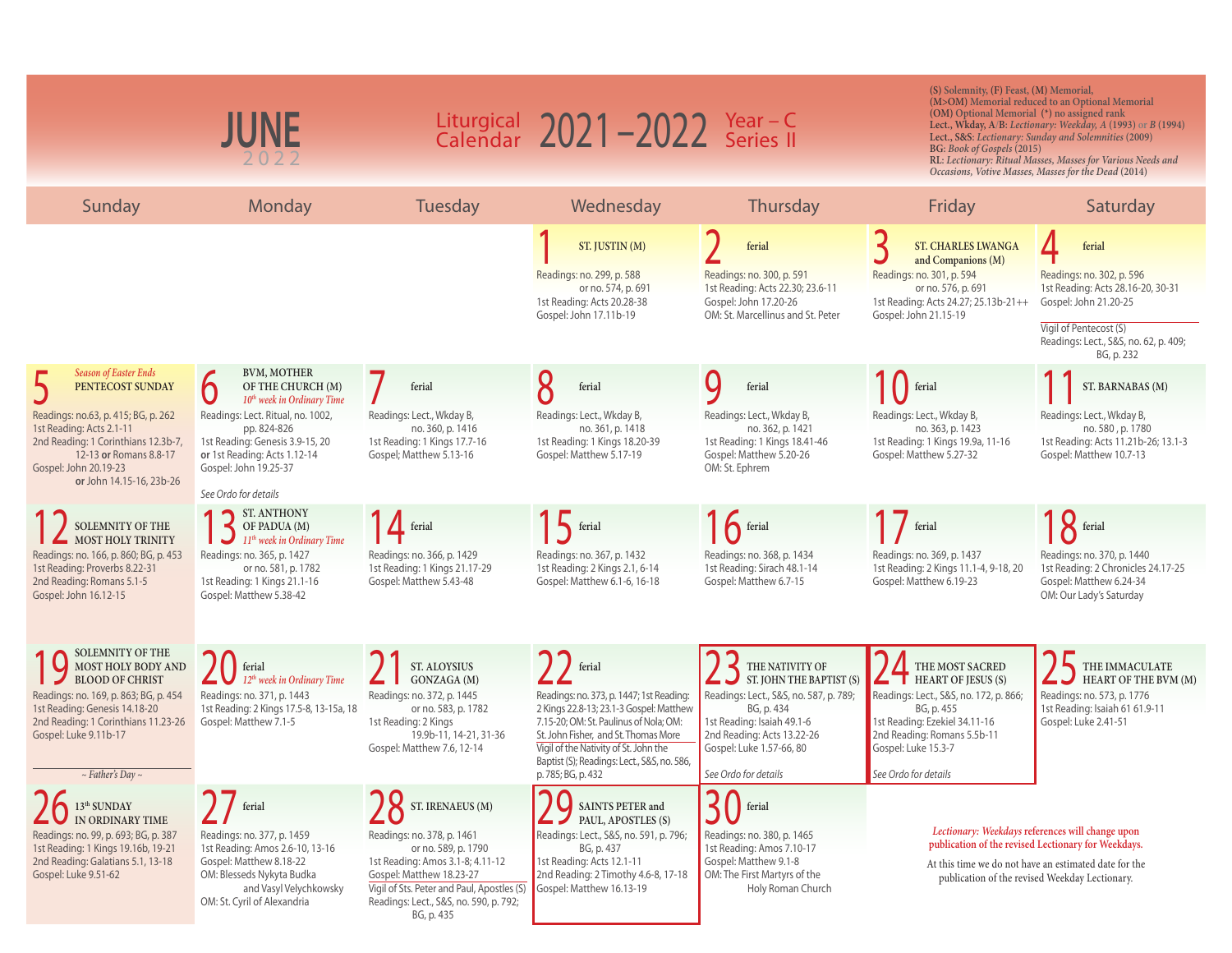# JUNE 2022

## Liturgical Calendar 2021–2022 Year – C Series II

(S) Solemnity, (F) Feast, (M) Memorial, (M>OM) Memorial reduced to an Optional Memorial (OM) Optional Memorial (*) no assigned rank
Lect., Wkday, A/B: *Lectionary: Weekday, A* (1993) or *B* (1994)
Lect., S&S: *Lectionary: Sunday and Solemnities* (2009)
BG: *Book of Gospels* (2015)
RL: *Lectionary: Ritual Masses, Masses for Various Needs and Occasions, Votive Masses, Masses for the Dead* (2014)

| Sunday | Monday | Tuesday | Wednesday | Thursday | Friday | Saturday |
|---|---|---|---|---|---|---|
| | | | **1** ST. JUSTIN (M)<br>Readings: no. 299, p. 588 or no. 574, p. 691<br>1st Reading: Acts 20.28-38<br>Gospel: John 17.11b-19 | **2** ferial<br>Readings: no. 300, p. 591<br>1st Reading: Acts 22.30; 23.6-11<br>Gospel: John 17.20-26<br>OM: St. Marcellinus and St. Peter | **3** ST. CHARLES LWANGA and Companions (M)<br>Readings: no. 301, p. 594 or no. 576, p. 691<br>1st Reading: Acts 24.27; 25.13b-21++<br>Gospel: John 21.15-19 | **4** ferial<br>Readings: no. 302, p. 596<br>1st Reading: Acts 28.16-20, 30-31<br>Gospel: John 21.20-25<br>Vigil of Pentecost (S)<br>Readings: Lect., S&S, no. 62, p. 409; BG, p. 232 |
| **5** *Season of Easter Ends*<br>PENTECOST SUNDAY<br>Readings: no.63, p. 415; BG, p. 262<br>1st Reading: Acts 2.1-11<br>2nd Reading: 1 Corinthians 12.3b-7, 12-13 **or** Romans 8.8-17<br>Gospel: John 20.19-23 **or** John 14.15-16, 23b-26 | **6** BVM, MOTHER OF THE CHURCH (M)<br>*10th week in Ordinary Time*<br>Readings: Lect. Ritual, no. 1002, pp. 824-826<br>1st Reading: Genesis 3.9-15, 20 **or** 1st Reading: Acts 1.12-14<br>Gospel: John 19.25-37<br>*See Ordo for details* | **7** ferial<br>Readings: Lect., Wkday B, no. 360, p. 1416<br>1st Reading: 1 Kings 17.7-16<br>Gospel; Matthew 5.13-16 | **8** ferial<br>Readings: Lect., Wkday B, no. 361, p. 1418<br>1st Reading: 1 Kings 18.20-39<br>Gospel: Matthew 5.17-19 | **9** ferial<br>Readings: Lect., Wkday B, no. 362, p. 1421<br>1st Reading: 1 Kings 18.41-46<br>Gospel: Matthew 5.20-26<br>OM: St. Ephrem | **10** ferial<br>Readings: Lect., Wkday B, no. 363, p. 1423<br>1st Reading: 1 Kings 19.9a, 11-16<br>Gospel: Matthew 5.27-32 | **11** ST. BARNABAS (M)<br>Readings: Lect., Wkday B, no. 580 , p. 1780<br>1st Reading: Acts 11.21b-26; 13.1-3<br>Gospel: Matthew 10.7-13 |
| **12** SOLEMNITY OF THE MOST HOLY TRINITY<br>Readings: no. 166, p. 860; BG, p. 453<br>1st Reading: Proverbs 8.22-31<br>2nd Reading: Romans 5.1-5<br>Gospel: John 16.12-15 | **13** ST. ANTHONY OF PADUA (M)<br>*11th week in Ordinary Time*<br>Readings: no. 365, p. 1427 or no. 581, p. 1782<br>1st Reading: 1 Kings 21.1-16<br>Gospel: Matthew 5.38-42 | **14** ferial<br>Readings: no. 366, p. 1429<br>1st Reading: 1 Kings 21.17-29<br>Gospel: Matthew 5.43-48 | **15** ferial<br>Readings: no. 367, p. 1432<br>1st Reading: 2 Kings 2.1, 6-14<br>Gospel: Matthew 6.1-6, 16-18 | **16** ferial<br>Readings: no. 368, p. 1434<br>1st Reading: Sirach 48.1-14<br>Gospel: Matthew 6.7-15 | **17** ferial<br>Readings: no. 369, p. 1437<br>1st Reading: 2 Kings 11.1-4, 9-18, 20<br>Gospel: Matthew 6.19-23 | **18** ferial<br>Readings: no. 370, p. 1440<br>1st Reading: 2 Chronicles 24.17-25<br>Gospel: Matthew 6.24-34<br>OM: Our Lady's Saturday |
| **19** SOLEMNITY OF THE MOST HOLY BODY AND BLOOD OF CHRIST<br>Readings: no. 169, p. 863; BG, p. 454<br>1st Reading: Genesis 14.18-20<br>2nd Reading: 1 Corinthians 11.23-26<br>Gospel: Luke 9.11b-17<br>*~ Father's Day ~* | **20** ferial<br>*12th week in Ordinary Time*<br>Readings: no. 371, p. 1443<br>1st Reading: 2 Kings 17.5-8, 13-15a, 18<br>Gospel: Matthew 7.1-5 | **21** ST. ALOYSIUS GONZAGA (M)<br>Readings: no. 372, p. 1445 or no. 583, p. 1782<br>1st Reading: 2 Kings 19.9b-11, 14-21, 31-36<br>Gospel: Matthew 7.6, 12-14 | **22** ferial<br>Readings: no. 373, p. 1447; 1st Reading: 2 Kings 22.8-13; 23.1-3 Gospel: Matthew 7.15-20; OM: St. Paulinus of Nola; OM: St. John Fisher, and St. Thomas More<br>Vigil of the Nativity of St. John the Baptist (S); Readings: Lect., S&S, no. 586, p. 785; BG, p. 432 | **23** THE NATIVITY OF ST. JOHN THE BAPTIST (S)<br>Readings: Lect., S&S, no. 587, p. 789; BG, p. 434<br>1st Reading: Isaiah 49.1-6<br>2nd Reading: Acts 13.22-26<br>Gospel: Luke 1.57-66, 80<br>*See Ordo for details* | **24** THE MOST SACRED HEART OF JESUS (S)<br>Readings: Lect., S&S, no. 172, p. 866; BG, p. 455<br>1st Reading: Ezekiel 34.11-16<br>2nd Reading: Romans 5.5b-11<br>Gospel: Luke 15.3-7<br>*See Ordo for details* | **25** THE IMMACULATE HEART OF THE BVM (M)<br>Readings: no. 573, p. 1776<br>1st Reading: Isaiah 61 61.9-11<br>Gospel: Luke 2.41-51 |
| **26** 13th SUNDAY IN ORDINARY TIME<br>Readings: no. 99, p. 693; BG, p. 387<br>1st Reading: 1 Kings 19.16b, 19-21<br>2nd Reading: Galatians 5.1, 13-18<br>Gospel: Luke 9.51-62 | **27** ferial<br>Readings: no. 377, p. 1459<br>1st Reading: Amos 2.6-10, 13-16<br>Gospel: Matthew 8.18-22<br>OM: Blesseds Nykyta Budka and Vasyl Velychkowsky<br>OM: St. Cyril of Alexandria | **28** ST. IRENAEUS (M)<br>Readings: no. 378, p. 1461 or no. 589, p. 1790<br>1st Reading: Amos 3.1-8; 4.11-12<br>Gospel: Matthew 18.23-27<br>Vigil of Sts. Peter and Paul, Apostles (S)<br>Readings: Lect., S&S, no. 590, p. 792; BG, p. 435 | **29** SAINTS PETER and PAUL, APOSTLES (S)<br>Readings: Lect., S&S, no. 591, p. 796; BG, p. 437<br>1st Reading: Acts 12.1-11<br>2nd Reading: 2 Timothy 4.6-8, 17-18<br>Gospel: Matthew 16.13-19 | **30** ferial<br>Readings: no. 380, p. 1465<br>1st Reading: Amos 7.10-17<br>Gospel: Matthew 9.1-8<br>OM: The First Martyrs of the Holy Roman Church | | |

*Lectionary: Weekdays* references will change upon publication of the revised Lectionary for Weekdays.

At this time we do not have an estimated date for the publication of the revised Weekday Lectionary.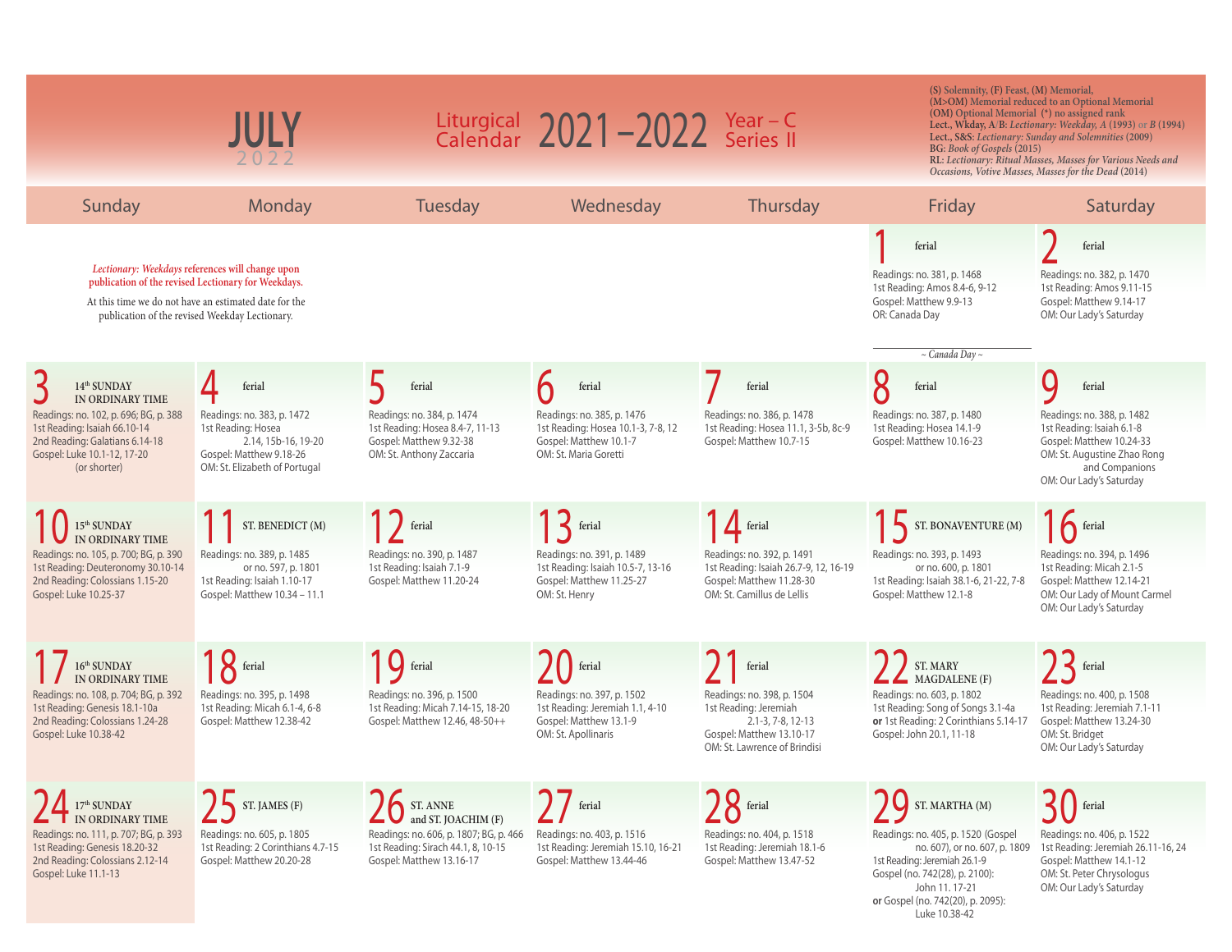# JULY 2022

## Liturgical Calendar 2021 – 2022 Year – C Series II

**(S)** Solemnity, **(F)** Feast, **(M)** Memorial,
**(M>OM)** Memorial reduced to an Optional Memorial
**(OM)** Optional Memorial (*) no assigned rank
**Lect., Wkday, A/B:** *Lectionary: Weekday, A* (1993) or *B* (1994)
**Lect., S&S:** *Lectionary: Sunday and Solemnities* (2009)
**BG:** *Book of Gospels* (2015)
**RL:** *Lectionary: Ritual Masses, Masses for Various Needs and Occasions, Votive Masses, Masses for the Dead* (2014)

*Lectionary: Weekdays* references will change upon publication of the revised Lectionary for Weekdays.

At this time we do not have an estimated date for the publication of the revised Weekday Lectionary.

| Sunday | Monday | Tuesday | Wednesday | Thursday | Friday | Saturday |
|---|---|---|---|---|---|---|
| | | | | | **1** ferial<br>Readings: no. 381, p. 1468<br>1st Reading: Amos 8.4-6, 9-12<br>Gospel: Matthew 9.9-13<br>OR: Canada Day<br>~ Canada Day ~ | **2** ferial<br>Readings: no. 382, p. 1470<br>1st Reading: Amos 9.11-15<br>Gospel: Matthew 9.14-17<br>OM: Our Lady's Saturday |
| **3** 14th SUNDAY IN ORDINARY TIME<br>Readings: no. 102, p. 696; BG, p. 388<br>1st Reading: Isaiah 66.10-14<br>2nd Reading: Galatians 6.14-18<br>Gospel: Luke 10.1-12, 17-20 (or shorter) | **4** ferial<br>Readings: no. 383, p. 1472<br>1st Reading: Hosea 2.14, 15b-16, 19-20<br>Gospel: Matthew 9.18-26<br>OM: St. Elizabeth of Portugal | **5** ferial<br>Readings: no. 384, p. 1474<br>1st Reading: Hosea 8.4-7, 11-13<br>Gospel: Matthew 9.32-38<br>OM: St. Anthony Zaccaria | **6** ferial<br>Readings: no. 385, p. 1476<br>1st Reading: Hosea 10.1-3, 7-8, 12<br>Gospel: Matthew 10.1-7<br>OM: St. Maria Goretti | **7** ferial<br>Readings: no. 386, p. 1478<br>1st Reading: Hosea 11.1, 3-5b, 8c-9<br>Gospel: Matthew 10.7-15 | **8** ferial<br>Readings: no. 387, p. 1480<br>1st Reading: Hosea 14.1-9<br>Gospel: Matthew 10.16-23 | **9** ferial<br>Readings: no. 388, p. 1482<br>1st Reading: Isaiah 6.1-8<br>Gospel: Matthew 10.24-33<br>OM: St. Augustine Zhao Rong and Companions<br>OM: Our Lady's Saturday |
| **10** 15th SUNDAY IN ORDINARY TIME<br>Readings: no. 105, p. 700; BG, p. 390<br>1st Reading: Deuteronomy 30.10-14<br>2nd Reading: Colossians 1.15-20<br>Gospel: Luke 10.25-37 | **11** ST. BENEDICT (M)<br>Readings: no. 389, p. 1485 or no. 597, p. 1801<br>1st Reading: Isaiah 1.10-17<br>Gospel: Matthew 10.34 – 11.1 | **12** ferial<br>Readings: no. 390, p. 1487<br>1st Reading: Isaiah 7.1-9<br>Gospel: Matthew 11.20-24 | **13** ferial<br>Readings: no. 391, p. 1489<br>1st Reading: Isaiah 10.5-7, 13-16<br>Gospel: Matthew 11.25-27<br>OM: St. Henry | **14** ferial<br>Readings: no. 392, p. 1491<br>1st Reading: Isaiah 26.7-9, 12, 16-19<br>Gospel: Matthew 11.28-30<br>OM: St. Camillus de Lellis | **15** ST. BONAVENTURE (M)<br>Readings: no. 393, p. 1493 or no. 600, p. 1801<br>1st Reading: Isaiah 38.1-6, 21-22, 7-8<br>Gospel: Matthew 12.1-8 | **16** ferial<br>Readings: no. 394, p. 1496<br>1st Reading: Micah 2.1-5<br>Gospel: Matthew 12.14-21<br>OM: Our Lady of Mount Carmel<br>OM: Our Lady's Saturday |
| **17** 16th SUNDAY IN ORDINARY TIME<br>Readings: no. 108, p. 704; BG, p. 392<br>1st Reading: Genesis 18.1-10a<br>2nd Reading: Colossians 1.24-28<br>Gospel: Luke 10.38-42 | **18** ferial<br>Readings: no. 395, p. 1498<br>1st Reading: Micah 6.1-4, 6-8<br>Gospel: Matthew 12.38-42 | **19** ferial<br>Readings: no. 396, p. 1500<br>1st Reading: Micah 7.14-15, 18-20<br>Gospel: Matthew 12.46, 48-50++ | **20** ferial<br>Readings: no. 397, p. 1502<br>1st Reading: Jeremiah 1.1, 4-10<br>Gospel: Matthew 13.1-9<br>OM: St. Apollinaris | **21** ferial<br>Readings: no. 398, p. 1504<br>1st Reading: Jeremiah 2.1-3, 7-8, 12-13<br>Gospel: Matthew 13.10-17<br>OM: St. Lawrence of Brindisi | **22** ST. MARY MAGDALENE (F)<br>Readings: no. 603, p. 1802<br>1st Reading: Song of Songs 3.1-4a<br>**or** 1st Reading: 2 Corinthians 5.14-17<br>Gospel: John 20.1, 11-18 | **23** ferial<br>Readings: no. 400, p. 1508<br>1st Reading: Jeremiah 7.1-11<br>Gospel: Matthew 13.24-30<br>OM: St. Bridget<br>OM: Our Lady's Saturday |
| **24** 17th SUNDAY IN ORDINARY TIME<br>Readings: no. 111, p. 707; BG, p. 393<br>1st Reading: Genesis 18.20-32<br>2nd Reading: Colossians 2.12-14<br>Gospel: Luke 11.1-13 | **25** ST. JAMES (F)<br>Readings: no. 605, p. 1805<br>1st Reading: 2 Corinthians 4.7-15<br>Gospel: Matthew 20.20-28 | **26** ST. ANNE and ST. JOACHIM (F)<br>Readings: no. 606, p. 1807; BG, p. 466<br>1st Reading: Sirach 44.1, 8, 10-15<br>Gospel: Matthew 13.16-17 | **27** ferial<br>Readings: no. 403, p. 1516<br>1st Reading: Jeremiah 15.10, 16-21<br>Gospel: Matthew 13.44-46 | **28** ferial<br>Readings: no. 404, p. 1518<br>1st Reading: Jeremiah 18.1-6<br>Gospel: Matthew 13.47-52 | **29** ST. MARTHA (M)<br>Readings: no. 405, p. 1520 (Gospel no. 607), or no. 607, p. 1809<br>1st Reading: Jeremiah 26.1-9<br>Gospel (no. 742(28), p. 2100): John 11. 17-21<br>**or** Gospel (no. 742(20), p. 2095): Luke 10.38-42 | **30** ferial<br>Readings: no. 406, p. 1522<br>1st Reading: Jeremiah 26.11-16, 24<br>Gospel: Matthew 14.1-12<br>OM: St. Peter Chrysologus<br>OM: Our Lady's Saturday |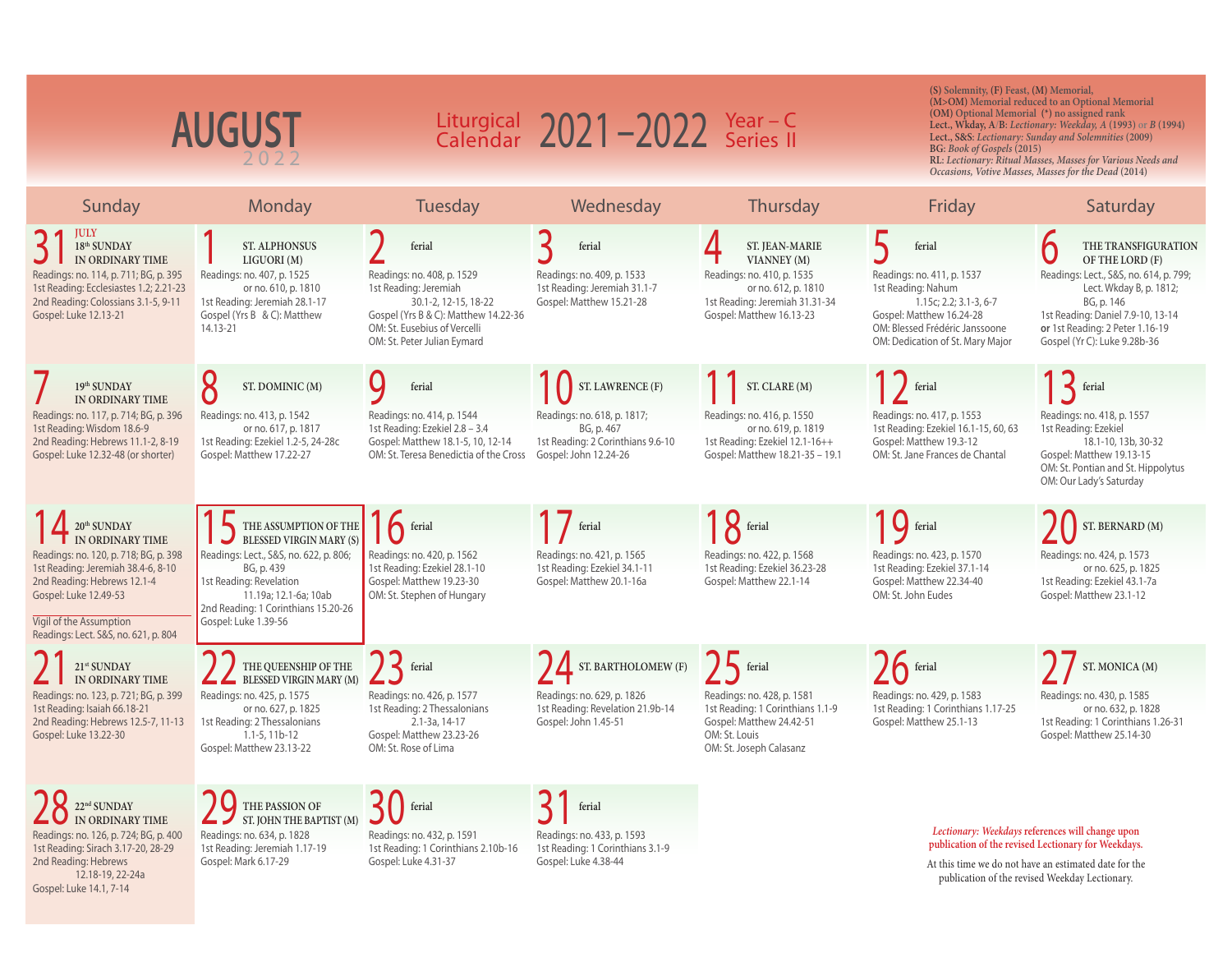# AUGUST 2022

## Liturgical Calendar 2021 – 2022 Year – C Series II

(S) Solemnity, (F) Feast, (M) Memorial,
(M>OM) Memorial reduced to an Optional Memorial
(OM) Optional Memorial (*) no assigned rank
Lect., Wkday, A/B: *Lectionary: Weekday, A* (1993) or *B* (1994)
Lect., S&S: *Lectionary: Sunday and Solemnities* (2009)
BG: *Book of Gospels* (2015)
RL: *Lectionary: Ritual Masses, Masses for Various Needs and Occasions, Votive Masses, Masses for the Dead* (2014)

| Sunday | Monday | Tuesday | Wednesday | Thursday | Friday | Saturday |
|---|---|---|---|---|---|---|
| **31** JULY 18th SUNDAY IN ORDINARY TIME<br>Readings: no. 114, p. 711; BG, p. 395<br>1st Reading: Ecclesiastes 1.2; 2.21-23<br>2nd Reading: Colossians 3.1-5, 9-11<br>Gospel: Luke 12.13-21 | **1** ST. ALPHONSUS LIGUORI (M)<br>Readings: no. 407, p. 1525 or no. 610, p. 1810<br>1st Reading: Jeremiah 28.1-17<br>Gospel (Yrs B & C): Matthew 14.13-21 | **2** ferial<br>Readings: no. 408, p. 1529<br>1st Reading: Jeremiah 30.1-2, 12-15, 18-22<br>Gospel (Yrs B & C): Matthew 14.22-36<br>OM: St. Eusebius of Vercelli<br>OM: St. Peter Julian Eymard | **3** ferial<br>Readings: no. 409, p. 1533<br>1st Reading: Jeremiah 31.1-7<br>Gospel: Matthew 15.21-28 | **4** ST. JEAN-MARIE VIANNEY (M)<br>Readings: no. 410, p. 1535 or no. 612, p. 1810<br>1st Reading: Jeremiah 31.31-34<br>Gospel: Matthew 16.13-23 | **5** ferial<br>Readings: no. 411, p. 1537<br>1st Reading: Nahum 1.15c; 2.2; 3.1-3, 6-7<br>Gospel: Matthew 16.24-28<br>OM: Blessed Frédéric Janssoone<br>OM: Dedication of St. Mary Major | **6** THE TRANSFIGURATION OF THE LORD (F)<br>Readings: Lect., S&S, no. 614, p. 799; Lect. Wkday B, p. 1812; BG, p. 146<br>1st Reading: Daniel 7.9-10, 13-14 **or** 1st Reading: 2 Peter 1.16-19<br>Gospel (Yr C): Luke 9.28b-36 |
| **7** 19th SUNDAY IN ORDINARY TIME<br>Readings: no. 117, p. 714; BG, p. 396<br>1st Reading: Wisdom 18.6-9<br>2nd Reading: Hebrews 11.1-2, 8-19<br>Gospel: Luke 12.32-48 (or shorter) | **8** ST. DOMINIC (M)<br>Readings: no. 413, p. 1542 or no. 617, p. 1817<br>1st Reading: Ezekiel 1.2-5, 24-28c<br>Gospel: Matthew 17.22-27 | **9** ferial<br>Readings: no. 414, p. 1544<br>1st Reading: Ezekiel 2.8 – 3.4<br>Gospel: Matthew 18.1-5, 10, 12-14<br>OM: St. Teresa Benedictia of the Cross | **10** ST. LAWRENCE (F)<br>Readings: no. 618, p. 1817; BG, p. 467<br>1st Reading: 2 Corinthians 9.6-10<br>Gospel: John 12.24-26 | **11** ST. CLARE (M)<br>Readings: no. 416, p. 1550 or no. 619, p. 1819<br>1st Reading: Ezekiel 12.1-16++<br>Gospel: Matthew 18.21-35 – 19.1 | **12** ferial<br>Readings: no. 417, p. 1553<br>1st Reading: Ezekiel 16.1-15, 60, 63<br>Gospel: Matthew 19.3-12<br>OM: St. Jane Frances de Chantal | **13** ferial<br>Readings: no. 418, p. 1557<br>1st Reading: Ezekiel 18.1-10, 13b, 30-32<br>Gospel: Matthew 19.13-15<br>OM: St. Pontian and St. Hippolytus<br>OM: Our Lady's Saturday |
| **14** 20th SUNDAY IN ORDINARY TIME<br>Readings: no. 120, p. 718; BG, p. 398<br>1st Reading: Jeremiah 38.4-6, 8-10<br>2nd Reading: Hebrews 12.1-4<br>Gospel: Luke 12.49-53<br>Vigil of the Assumption<br>Readings: Lect. S&S, no. 621, p. 804 | **15** THE ASSUMPTION OF THE BLESSED VIRGIN MARY (S)<br>Readings: Lect., S&S, no. 622, p. 806; BG, p. 439<br>1st Reading: Revelation 11.19a; 12.1-6a; 10ab<br>2nd Reading: 1 Corinthians 15.20-26<br>Gospel: Luke 1.39-56 | **16** ferial<br>Readings: no. 420, p. 1562<br>1st Reading: Ezekiel 28.1-10<br>Gospel: Matthew 19.23-30<br>OM: St. Stephen of Hungary | **17** ferial<br>Readings: no. 421, p. 1565<br>1st Reading: Ezekiel 34.1-11<br>Gospel: Matthew 20.1-16a | **18** ferial<br>Readings: no. 422, p. 1568<br>1st Reading: Ezekiel 36.23-28<br>Gospel: Matthew 22.1-14 | **19** ferial<br>Readings: no. 423, p. 1570<br>1st Reading: Ezekiel 37.1-14<br>Gospel: Matthew 22.34-40<br>OM: St. John Eudes | **20** ST. BERNARD (M)<br>Readings: no. 424, p. 1573 or no. 625, p. 1825<br>1st Reading: Ezekiel 43.1-7a<br>Gospel: Matthew 23.1-12 |
| **21** 21st SUNDAY IN ORDINARY TIME<br>Readings: no. 123, p. 721; BG, p. 399<br>1st Reading: Isaiah 66.18-21<br>2nd Reading: Hebrews 12.5-7, 11-13<br>Gospel: Luke 13.22-30 | **22** THE QUEENSHIP OF THE BLESSED VIRGIN MARY (M)<br>Readings: no. 425, p. 1575 or no. 627, p. 1825<br>1st Reading: 2 Thessalonians 1.1-5, 11b-12<br>Gospel: Matthew 23.13-22 | **23** ferial<br>Readings: no. 426, p. 1577<br>1st Reading: 2 Thessalonians 2.1-3a, 14-17<br>Gospel: Matthew 23.23-26<br>OM: St. Rose of Lima | **24** ST. BARTHOLOMEW (F)<br>Readings: no. 629, p. 1826<br>1st Reading: Revelation 21.9b-14<br>Gospel: John 1.45-51 | **25** ferial<br>Readings: no. 428, p. 1581<br>1st Reading: 1 Corinthians 1.1-9<br>Gospel: Matthew 24.42-51<br>OM: St. Louis<br>OM: St. Joseph Calasanz | **26** ferial<br>Readings: no. 429, p. 1583<br>1st Reading: 1 Corinthians 1.17-25<br>Gospel: Matthew 25.1-13 | **27** ST. MONICA (M)<br>Readings: no. 430, p. 1585 or no. 632, p. 1828<br>1st Reading: 1 Corinthians 1.26-31<br>Gospel: Matthew 25.14-30 |
| **28** 22nd SUNDAY IN ORDINARY TIME<br>Readings: no. 126, p. 724; BG, p. 400<br>1st Reading: Sirach 3.17-20, 28-29<br>2nd Reading: Hebrews 12.18-19, 22-24a<br>Gospel: Luke 14.1, 7-14 | **29** THE PASSION OF ST. JOHN THE BAPTIST (M)<br>Readings: no. 634, p. 1828<br>1st Reading: Jeremiah 1.17-19<br>Gospel: Mark 6.17-29 | **30** ferial<br>Readings: no. 432, p. 1591<br>1st Reading: 1 Corinthians 2.10b-16<br>Gospel: Luke 4.31-37 | **31** ferial<br>Readings: no. 433, p. 1593<br>1st Reading: 1 Corinthians 3.1-9<br>Gospel: Luke 4.38-44 | | | |

*Lectionary: Weekdays* references will change upon publication of the revised Lectionary for Weekdays.

At this time we do not have an estimated date for the publication of the revised Weekday Lectionary.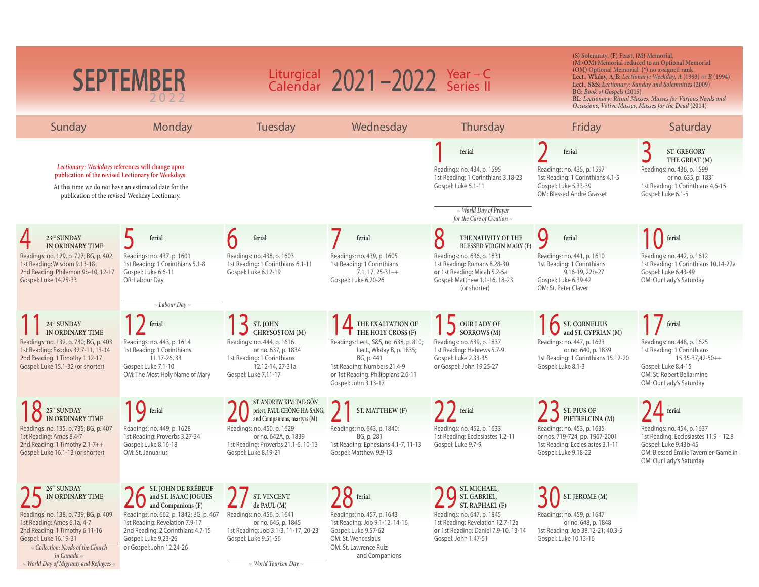# SEPTEMBER 2022

**Liturgical Calendar 2021–2022 Year – C Series II**

**(S)** Solemnity, **(F)** Feast, **(M)** Memorial,
**(M>OM)** Memorial reduced to an Optional Memorial
**(OM)** Optional Memorial **(*)** no assigned rank
**Lect., Wkday, A/B:** *Lectionary: Weekday, A* (1993) or *B* (1994)
**Lect., S&S:** *Lectionary: Sunday and Solemnities* (2009)
**BG:** *Book of Gospels* (2015)
**RL:** *Lectionary: Ritual Masses, Masses for Various Needs and Occasions, Votive Masses, Masses for the Dead* (2014)

*Lectionary: Weekdays* references will change upon publication of the revised Lectionary for Weekdays.

At this time we do not have an estimated date for the publication of the revised Weekday Lectionary.

| Sunday | Monday | Tuesday | Wednesday | Thursday | Friday | Saturday |
|---|---|---|---|---|---|---|
| | | | | **1** ferial<br>Readings: no. 434, p. 1595<br>1st Reading: 1 Corinthians 3.18-23<br>Gospel: Luke 5.1-11<br>*~ World Day of Prayer for the Care of Creation ~* | **2** ferial<br>Readings: no. 435, p. 1597<br>1st Reading: 1 Corinthians 4.1-5<br>Gospel: Luke 5.33-39<br>OM: Blessed André Grasset | **3** ST. GREGORY THE GREAT (M)<br>Readings: no. 436, p. 1599 or no. 635, p. 1831<br>1st Reading: 1 Corinthians 4.6-15<br>Gospel: Luke 6.1-5 |
| **4** 23[rd] SUNDAY IN ORDINARY TIME<br>Readings: no. 129, p. 727; BG, p. 402<br>1st Reading: Wisdom 9.13-18<br>2nd Reading: Philemon 9b-10, 12-17<br>Gospel: Luke 14.25-33 | **5** ferial<br>Readings: no. 437, p. 1601<br>1st Reading: 1 Corinthians 5.1-8<br>Gospel: Luke 6.6-11<br>OR: Labour Day<br>*~ Labour Day ~* | **6** ferial<br>Readings: no. 438, p. 1603<br>1st Reading: 1 Corinthians 6.1-11<br>Gospel: Luke 6.12-19 | **7** ferial<br>Readings: no. 439, p. 1605<br>1st Reading: 1 Corinthians 7.1, 17, 25-31++<br>Gospel: Luke 6.20-26 | **8** THE NATIVITY OF THE BLESSED VIRGIN MARY (F)<br>Readings: no. 636, p. 1831<br>1st Reading: Romans 8.28-30<br>**or** 1st Reading: Micah 5.2-5a<br>Gospel: Matthew 1.1-16, 18-23 (or shorter) | **9** ferial<br>Readings: no. 441, p. 1610<br>1st Reading: 1 Corinthians 9.16-19, 22b-27<br>Gospel: Luke 6.39-42<br>OM: St. Peter Claver | **10** ferial<br>Readings: no. 442, p. 1612<br>1st Reading: 1 Corinthians 10.14-22a<br>Gospel: Luke 6.43-49<br>OM: Our Lady's Saturday |
| **11** 24[th] SUNDAY IN ORDINARY TIME<br>Readings: no. 132, p. 730; BG, p. 403<br>1st Reading: Exodus 32.7-11, 13-14<br>2nd Reading: 1 Timothy 1.12-17<br>Gospel: Luke 15.1-32 (or shorter) | **12** ferial<br>Readings: no. 443, p. 1614<br>1st Reading: 1 Corinthians 11.17-26, 33<br>Gospel: Luke 7.1-10<br>OM: The Most Holy Name of Mary | **13** ST. JOHN CHRYSOSTOM (M)<br>Readings: no. 444, p. 1616 or no. 637, p. 1834<br>1st Reading: 1 Corinthians 12.12-14, 27-31a<br>Gospel: Luke 7.11-17 | **14** THE EXALTATION OF THE HOLY CROSS (F)<br>Readings: Lect., S&S, no. 638, p. 810; Lect., Wkday B, p. 1835; BG, p. 441<br>1st Reading: Numbers 21.4-9<br>**or** 1st Reading: Philippians 2.6-11<br>Gospel: John 3.13-17 | **15** OUR LADY OF SORROWS (M)<br>Readings: no. 639, p. 1837<br>1st Reading: Hebrews 5.7-9<br>Gospel: Luke 2.33-35<br>**or** Gospel: John 19.25-27 | **16** ST. CORNELIUS and ST. CYPRIAN (M)<br>Readings: no. 447, p. 1623 or no. 640, p. 1839<br>1st Reading: 1 Corinthians 15.12-20<br>Gospel: Luke 8.1-3 | **17** ferial<br>Readings: no. 448, p. 1625<br>1st Reading: 1 Corinthians 15.35-37,42-50++<br>Gospel: Luke 8.4-15<br>OM: St. Robert Bellarmine<br>OM: Our Lady's Saturday |
| **18** 25[th] SUNDAY IN ORDINARY TIME<br>Readings: no. 135, p. 735; BG, p. 407<br>1st Reading: Amos 8.4-7<br>2nd Reading: 1 Timothy 2.1-7++<br>Gospel: Luke 16.1-13 (or shorter) | **19** ferial<br>Readings: no. 449, p. 1628<br>1st Reading: Proverbs 3.27-34<br>Gospel: Luke 8.16-18<br>OM: St. Januarius | **20** ST. ANDREW KIM TAE-GŎN priest, PAUL CHŎNG HA-SANG, and Companions, martyrs (M)<br>Readings: no. 450, p. 1629 or no. 642A, p. 1839<br>1st Reading: Proverbs 21.1-6, 10-13<br>Gospel: Luke 8.19-21 | **21** ST. MATTHEW (F)<br>Readings: no. 643, p. 1840; BG, p. 281<br>1st Reading: Ephesians 4.1-7, 11-13<br>Gospel: Matthew 9.9-13 | **22** ferial<br>Readings: no. 452, p. 1633<br>1st Reading: Ecclesiastes 1.2-11<br>Gospel: Luke 9.7-9 | **23** ST. PIUS OF PIETRELCINA (M)<br>Readings: no. 453, p. 1635 or nos. 719-724, pp. 1967-2001<br>1st Reading: Ecclesiastes 3.1-11<br>Gospel: Luke 9.18-22 | **24** ferial<br>Readings: no. 454, p. 1637<br>1st Reading: Ecclesiastes 11.9 – 12.8<br>Gospel: Luke 9.43b-45<br>OM: Blessed Émilie Tavernier-Gamelin<br>OM: Our Lady's Saturday |
| **25** 26[th] SUNDAY IN ORDINARY TIME<br>Readings: no. 138, p. 739; BG, p. 409<br>1st Reading: Amos 6.1a, 4-7<br>2nd Reading: 1 Timothy 6.11-16<br>Gospel: Luke 16.19-31<br>*~ Collection: Needs of the Church in Canada ~*<br>*~ World Day of Migrants and Refugees ~* | **26** ST. JOHN DE BRÉBEUF and ST. ISAAC JOGUES and Companions (F)<br>Readings: no. 662, p. 1842; BG, p. 467<br>1st Reading: Revelation 7.9-17<br>2nd Reading: 2 Corinthians 4.7-15<br>Gospel: Luke 9.23-26<br>**or** Gospel: John 12.24-26 | **27** ST. VINCENT de PAUL (M)<br>Readings: no. 456, p. 1641 or no. 645, p. 1845<br>1st Reading: Job 3.1-3, 11-17, 20-23<br>Gospel: Luke 9.51-56<br>*~ World Tourism Day ~* | **28** ferial<br>Readings: no. 457, p. 1643<br>1st Reading: Job 9.1-12, 14-16<br>Gospel: Luke 9.57-62<br>OM: St. Wenceslaus<br>OM: St. Lawrence Ruiz and Companions | **29** ST. MICHAEL, ST. GABRIEL, ST. RAPHAEL (F)<br>Readings: no. 647, p. 1845<br>1st Reading: Revelation 12.7-12a<br>**or** 1st Reading: Daniel 7.9-10, 13-14<br>Gospel: John 1.47-51 | **30** ST. JEROME (M)<br>Readings: no. 459, p. 1647 or no. 648, p. 1848<br>1st Reading: Job 38.12-21; 40.3-5<br>Gospel: Luke 10.13-16 | |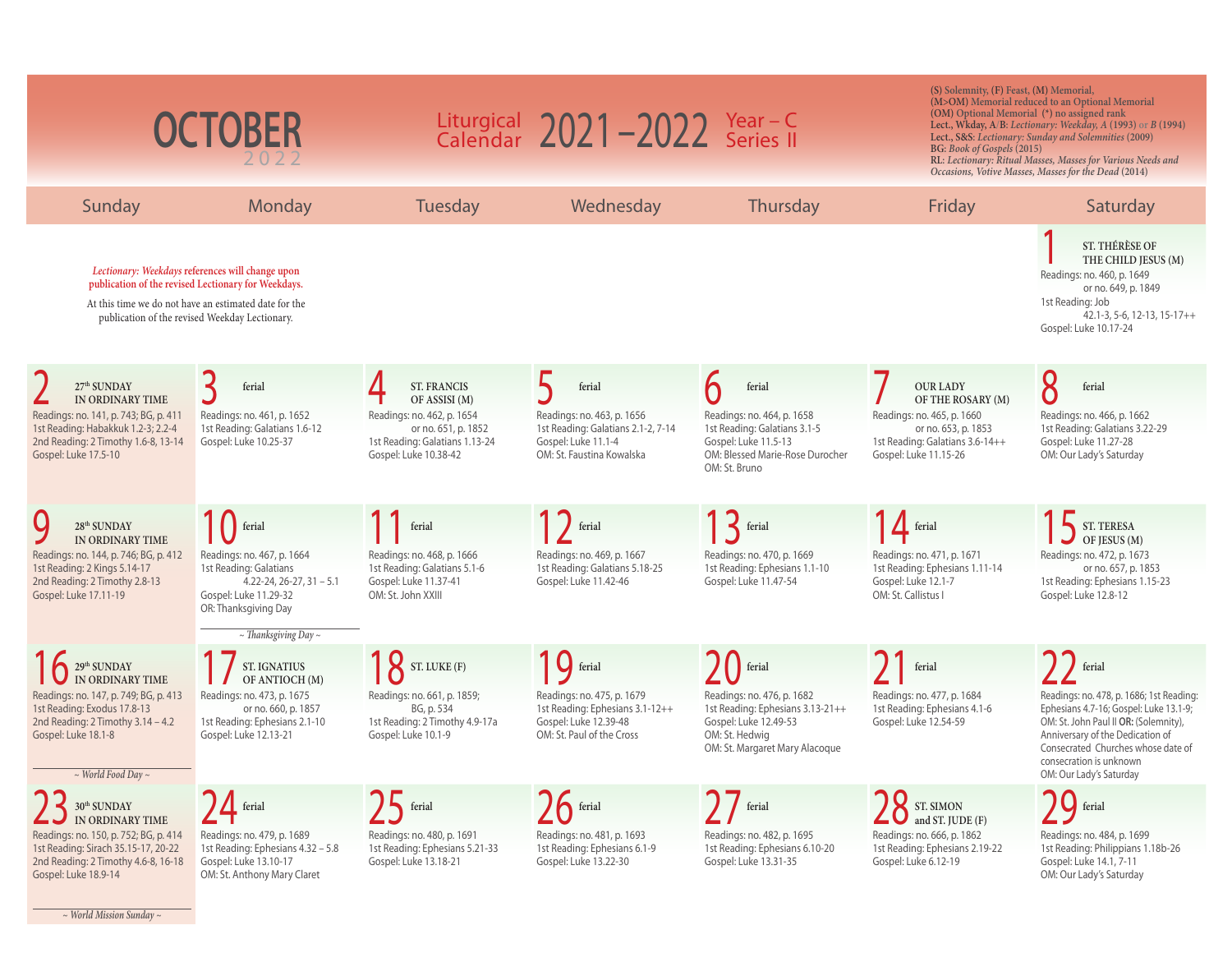# OCTOBER 2022

Liturgical Calendar 2021–2022 Year – C Series II

**(S)** Solemnity, **(F)** Feast, **(M)** Memorial, **(M>OM)** Memorial reduced to an Optional Memorial **(OM)** Optional Memorial (*) no assigned rank
**Lect., Wkday, A/B:** *Lectionary: Weekday, A* (1993) or *B* (1994)
**Lect., S&S:** *Lectionary: Sunday and Solemnities* (2009)
**BG:** *Book of Gospels* (2015)
**RL:** *Lectionary: Ritual Masses, Masses for Various Needs and Occasions, Votive Masses, Masses for the Dead* (2014)

*Lectionary: Weekdays* references will change upon publication of the revised Lectionary for Weekdays.

At this time we do not have an estimated date for the publication of the revised Weekday Lectionary.

| Sunday | Monday | Tuesday | Wednesday | Thursday | Friday | Saturday |
|---|---|---|---|---|---|---|
| | | | | | | **1** ST. THÉRÈSE OF THE CHILD JESUS (M)<br>Readings: no. 460, p. 1649 or no. 649, p. 1849<br>1st Reading: Job 42.1-3, 5-6, 12-13, 15-17++<br>Gospel: Luke 10.17-24 |
| **2** 27th SUNDAY IN ORDINARY TIME<br>Readings: no. 141, p. 743; BG, p. 411<br>1st Reading: Habakkuk 1.2-3; 2.2-4<br>2nd Reading: 2 Timothy 1.6-8, 13-14<br>Gospel: Luke 17.5-10 | **3** ferial<br>Readings: no. 461, p. 1652<br>1st Reading: Galatians 1.6-12<br>Gospel: Luke 10.25-37 | **4** ST. FRANCIS OF ASSISI (M)<br>Readings: no. 462, p. 1654 or no. 651, p. 1852<br>1st Reading: Galatians 1.13-24<br>Gospel: Luke 10.38-42 | **5** ferial<br>Readings: no. 463, p. 1656<br>1st Reading: Galatians 2.1-2, 7-14<br>Gospel: Luke 11.1-4<br>OM: St. Faustina Kowalska | **6** ferial<br>Readings: no. 464, p. 1658<br>1st Reading: Galatians 3.1-5<br>Gospel: Luke 11.5-13<br>OM: Blessed Marie-Rose Durocher<br>OM: St. Bruno | **7** OUR LADY OF THE ROSARY (M)<br>Readings: no. 465, p. 1660 or no. 653, p. 1853<br>1st Reading: Galatians 3.6-14++<br>Gospel: Luke 11.15-26 | **8** ferial<br>Readings: no. 466, p. 1662<br>1st Reading: Galatians 3.22-29<br>Gospel: Luke 11.27-28<br>OM: Our Lady's Saturday |
| **9** 28th SUNDAY IN ORDINARY TIME<br>Readings: no. 144, p. 746; BG, p. 412<br>1st Reading: 2 Kings 5.14-17<br>2nd Reading: 2 Timothy 2.8-13<br>Gospel: Luke 17.11-19 | **10** ferial<br>Readings: no. 467, p. 1664<br>1st Reading: Galatians 4.22-24, 26-27, 31 – 5.1<br>Gospel: Luke 11.29-32<br>OR: Thanksgiving Day<br>*~ Thanksgiving Day ~* | **11** ferial<br>Readings: no. 468, p. 1666<br>1st Reading: Galatians 5.1-6<br>Gospel: Luke 11.37-41<br>OM: St. John XXIII | **12** ferial<br>Readings: no. 469, p. 1667<br>1st Reading: Galatians 5.18-25<br>Gospel: Luke 11.42-46 | **13** ferial<br>Readings: no. 470, p. 1669<br>1st Reading: Ephesians 1.1-10<br>Gospel: Luke 11.47-54 | **14** ferial<br>Readings: no. 471, p. 1671<br>1st Reading: Ephesians 1.11-14<br>Gospel: Luke 12.1-7<br>OM: St. Callistus I | **15** ST. TERESA OF JESUS (M)<br>Readings: no. 472, p. 1673 or no. 657, p. 1853<br>1st Reading: Ephesians 1.15-23<br>Gospel: Luke 12.8-12 |
| **16** 29th SUNDAY IN ORDINARY TIME<br>Readings: no. 147, p. 749; BG, p. 413<br>1st Reading: Exodus 17.8-13<br>2nd Reading: 2 Timothy 3.14 – 4.2<br>Gospel: Luke 18.1-8<br>*~ World Food Day ~* | **17** ST. IGNATIUS OF ANTIOCH (M)<br>Readings: no. 473, p. 1675 or no. 660, p. 1857<br>1st Reading: Ephesians 2.1-10<br>Gospel: Luke 12.13-21 | **18** ST. LUKE (F)<br>Readings: no. 661, p. 1859; BG, p. 534<br>1st Reading: 2 Timothy 4.9-17a<br>Gospel: Luke 10.1-9 | **19** ferial<br>Readings: no. 475, p. 1679<br>1st Reading: Ephesians 3.1-12++<br>Gospel: Luke 12.39-48<br>OM: St. Paul of the Cross | **20** ferial<br>Readings: no. 476, p. 1682<br>1st Reading: Ephesians 3.13-21++<br>Gospel: Luke 12.49-53<br>OM: St. Hedwig<br>OM: St. Margaret Mary Alacoque | **21** ferial<br>Readings: no. 477, p. 1684<br>1st Reading: Ephesians 4.1-6<br>Gospel: Luke 12.54-59 | **22** ferial<br>Readings: no. 478, p. 1686; 1st Reading: Ephesians 4.7-16; Gospel: Luke 13.1-9;<br>OM: St. John Paul II **OR:** (Solemnity), Anniversary of the Dedication of Consecrated Churches whose date of consecration is unknown<br>OM: Our Lady's Saturday |
| **23** 30th SUNDAY IN ORDINARY TIME<br>Readings: no. 150, p. 752; BG, p. 414<br>1st Reading: Sirach 35.15-17, 20-22<br>2nd Reading: 2 Timothy 4.6-8, 16-18<br>Gospel: Luke 18.9-14<br>*~ World Mission Sunday ~* | **24** ferial<br>Readings: no. 479, p. 1689<br>1st Reading: Ephesians 4.32 – 5.8<br>Gospel: Luke 13.10-17<br>OM: St. Anthony Mary Claret | **25** ferial<br>Readings: no. 480, p. 1691<br>1st Reading: Ephesians 5.21-33<br>Gospel: Luke 13.18-21 | **26** ferial<br>Readings: no. 481, p. 1693<br>1st Reading: Ephesians 6.1-9<br>Gospel: Luke 13.22-30 | **27** ferial<br>Readings: no. 482, p. 1695<br>1st Reading: Ephesians 6.10-20<br>Gospel: Luke 13.31-35 | **28** ST. SIMON and ST. JUDE (F)<br>Readings: no. 666, p. 1862<br>1st Reading: Ephesians 2.19-22<br>Gospel: Luke 6.12-19 | **29** ferial<br>Readings: no. 484, p. 1699<br>1st Reading: Philippians 1.18b-26<br>Gospel: Luke 14.1, 7-11<br>OM: Our Lady's Saturday |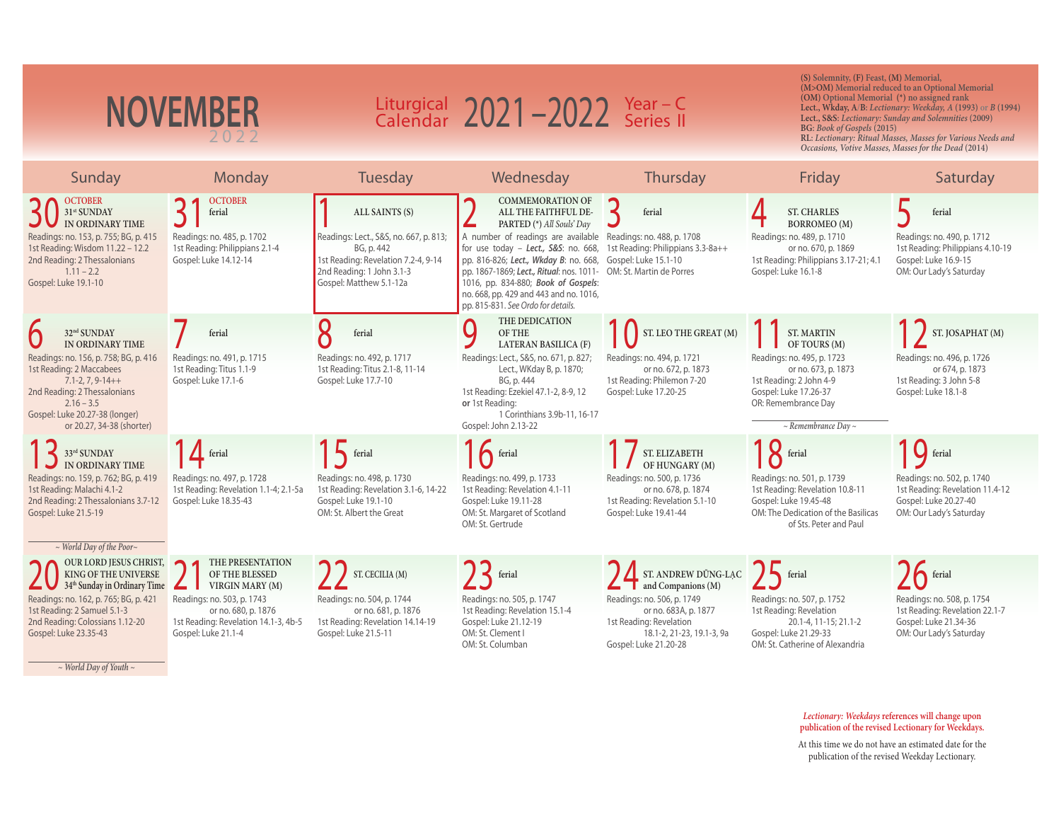# NOVEMBER 2022

## Liturgical Calendar 2021–2022 Year – C Series II

(S) Solemnity, (F) Feast, (M) Memorial,
(M>OM) Memorial reduced to an Optional Memorial
(OM) Optional Memorial (*) no assigned rank
Lect., Wkday, A/B: *Lectionary: Weekday, A* (1993) or *B* (1994)
Lect., S&S: *Lectionary: Sunday and Solemnities* (2009)
BG: *Book of Gospels* (2015)
RL: *Lectionary: Ritual Masses, Masses for Various Needs and Occasions, Votive Masses, Masses for the Dead* (2014)

| Sunday | Monday | Tuesday | Wednesday | Thursday | Friday | Saturday |
|---|---|---|---|---|---|---|
| **30** OCTOBER 31st SUNDAY IN ORDINARY TIME<br>Readings: no. 153, p. 755; BG, p. 415<br>1st Reading: Wisdom 11.22 – 12.2<br>2nd Reading: 2 Thessalonians 1.11 – 2.2<br>Gospel: Luke 19.1-10 | **31** OCTOBER ferial<br>Readings: no. 485, p. 1702<br>1st Reading: Philippians 2.1-4<br>Gospel: Luke 14.12-14 | **1** ALL SAINTS (S)<br>Readings: Lect., S&S, no. 667, p. 813; BG, p. 442<br>1st Reading: Revelation 7.2-4, 9-14<br>2nd Reading: 1 John 3.1-3<br>Gospel: Matthew 5.1-12a | **2** COMMEMORATION OF ALL THE FAITHFUL DEPARTED (*) *All Souls' Day*<br>A number of readings are available for use today – ***Lect., S&S***: no. 668, pp. 816-826; ***Lect., Wkday B***: no. 668, pp. 1867-1869; ***Lect., Ritual***: nos. 1011-1016, pp. 834-880; ***Book of Gospels***: no. 668, pp. 429 and 443 and no. 1016, pp. 815-831. *See Ordo for details.* | **3** ferial<br>Readings: no. 488, p. 1708<br>1st Reading: Philippians 3.3-8a++<br>Gospel: Luke 15.1-10<br>OM: St. Martin de Porres | **4** ST. CHARLES BORROMEO (M)<br>Readings: no. 489, p. 1710 or no. 670, p. 1869<br>1st Reading: Philippians 3.17-21; 4.1<br>Gospel: Luke 16.1-8 | **5** ferial<br>Readings: no. 490, p. 1712<br>1st Reading: Philippians 4.10-19<br>Gospel: Luke 16.9-15<br>OM: Our Lady's Saturday |
| **6** 32nd SUNDAY IN ORDINARY TIME<br>Readings: no. 156, p. 758; BG, p. 416<br>1st Reading: 2 Maccabees 7.1-2, 7, 9-14++<br>2nd Reading: 2 Thessalonians 2.16 – 3.5<br>Gospel: Luke 20.27-38 (longer) or 20.27, 34-38 (shorter) | **7** ferial<br>Readings: no. 491, p. 1715<br>1st Reading: Titus 1.1-9<br>Gospel: Luke 17.1-6 | **8** ferial<br>Readings: no. 492, p. 1717<br>1st Reading: Titus 2.1-8, 11-14<br>Gospel: Luke 17.7-10 | **9** THE DEDICATION OF THE LATERAN BASILICA (F)<br>Readings: Lect., S&S, no. 671, p. 827; Lect., WKday B, p. 1870; BG, p. 444<br>1st Reading: Ezekiel 47.1-2, 8-9, 12 **or** 1st Reading: 1 Corinthians 3.9b-11, 16-17<br>Gospel: John 2.13-22 | **10** ST. LEO THE GREAT (M)<br>Readings: no. 494, p. 1721 or no. 672, p. 1873<br>1st Reading: Philemon 7-20<br>Gospel: Luke 17.20-25 | **11** ST. MARTIN OF TOURS (M)<br>Readings: no. 495, p. 1723 or no. 673, p. 1873<br>1st Reading: 2 John 4-9<br>Gospel: Luke 17.26-37<br>OR: Remembrance Day<br>*~ Remembrance Day ~* | **12** ST. JOSAPHAT (M)<br>Readings: no. 496, p. 1726 or 674, p. 1873<br>1st Reading: 3 John 5-8<br>Gospel: Luke 18.1-8 |
| **13** 33rd SUNDAY IN ORDINARY TIME<br>Readings: no. 159, p. 762; BG, p. 419<br>1st Reading: Malachi 4.1-2<br>2nd Reading: 2 Thessalonians 3.7-12<br>Gospel: Luke 21.5-19<br>*~ World Day of the Poor~* | **14** ferial<br>Readings: no. 497, p. 1728<br>1st Reading: Revelation 1.1-4; 2.1-5a<br>Gospel: Luke 18.35-43 | **15** ferial<br>Readings: no. 498, p. 1730<br>1st Reading: Revelation 3.1-6, 14-22<br>Gospel: Luke 19.1-10<br>OM: St. Albert the Great | **16** ferial<br>Readings: no. 499, p. 1733<br>1st Reading: Revelation 4.1-11<br>Gospel: Luke 19.11-28<br>OM: St. Margaret of Scotland<br>OM: St. Gertrude | **17** ST. ELIZABETH OF HUNGARY (M)<br>Readings: no. 500, p. 1736 or no. 678, p. 1874<br>1st Reading: Revelation 5.1-10<br>Gospel: Luke 19.41-44 | **18** ferial<br>Readings: no. 501, p. 1739<br>1st Reading: Revelation 10.8-11<br>Gospel: Luke 19.45-48<br>OM: The Dedication of the Basilicas of Sts. Peter and Paul | **19** ferial<br>Readings: no. 502, p. 1740<br>1st Reading: Revelation 11.4-12<br>Gospel: Luke 20.27-40<br>OM: Our Lady's Saturday |
| **20** OUR LORD JESUS CHRIST, KING OF THE UNIVERSE 34th Sunday in Ordinary Time<br>Readings: no. 162, p. 765; BG, p. 421<br>1st Reading: 2 Samuel 5.1-3<br>2nd Reading: Colossians 1.12-20<br>Gospel: Luke 23.35-43<br>*~ World Day of Youth ~* | **21** THE PRESENTATION OF THE BLESSED VIRGIN MARY (M)<br>Readings: no. 503, p. 1743 or no. 680, p. 1876<br>1st Reading: Revelation 14.1-3, 4b-5<br>Gospel: Luke 21.1-4 | **22** ST. CECILIA (M)<br>Readings: no. 504, p. 1744 or no. 681, p. 1876<br>1st Reading: Revelation 14.14-19<br>Gospel: Luke 21.5-11 | **23** ferial<br>Readings: no. 505, p. 1747<br>1st Reading: Revelation 15.1-4<br>Gospel: Luke 21.12-19<br>OM: St. Clement I<br>OM: St. Columban | **24** ST. ANDREW DŨNG-LẠC and Companions (M)<br>Readings: no. 506, p. 1749 or no. 683A, p. 1877<br>1st Reading: Revelation 18.1-2, 21-23, 19.1-3, 9a<br>Gospel: Luke 21.20-28 | **25** ferial<br>Readings: no. 507, p. 1752<br>1st Reading: Revelation 20.1-4, 11-15; 21.1-2<br>Gospel: Luke 21.29-33<br>OM: St. Catherine of Alexandria | **26** ferial<br>Readings: no. 508, p. 1754<br>1st Reading: Revelation 22.1-7<br>Gospel: Luke 21.34-36<br>OM: Our Lady's Saturday |

*Lectionary: Weekdays* references will change upon publication of the revised Lectionary for Weekdays.

At this time we do not have an estimated date for the publication of the revised Weekday Lectionary.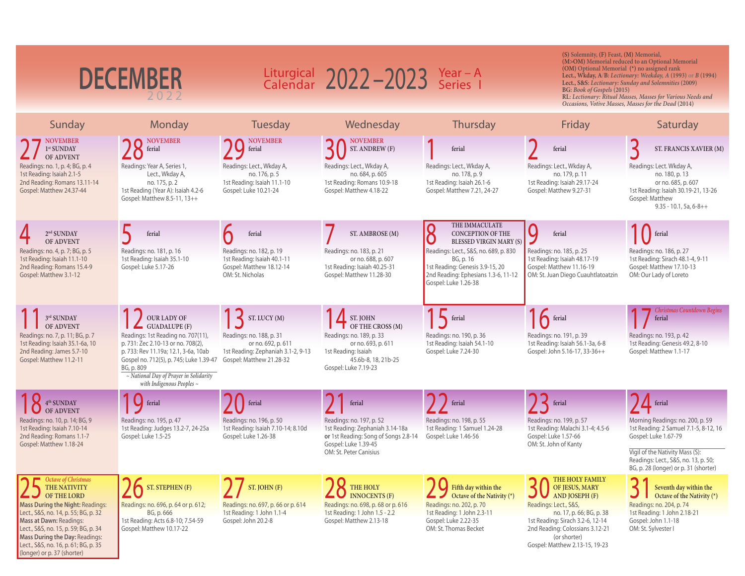# DECEMBER 2022

## Liturgical Calendar 2022–2023 Year – A Series I

(S) Solemnity, (F) Feast, (M) Memorial,
(M>OM) Memorial reduced to an Optional Memorial
(OM) Optional Memorial (*) no assigned rank
Lect., Wkday, A/B: *Lectionary: Weekday, A* (1993) or *B* (1994)
Lect., S&S: *Lectionary: Sunday and Solemnities* (2009)
BG: *Book of Gospels* (2015)
RL: *Lectionary: Ritual Masses, Masses for Various Needs and Occasions, Votive Masses, Masses for the Dead* (2014)

| Sunday | Monday | Tuesday | Wednesday | Thursday | Friday | Saturday |
|---|---|---|---|---|---|---|
| **27** NOVEMBER 1st SUNDAY OF ADVENT<br>Readings: no. 1, p. 4; BG, p. 4<br>1st Reading: Isaiah 2.1-5<br>2nd Reading: Romans 13.11-14<br>Gospel: Matthew 24.37-44 | **28** NOVEMBER ferial<br>Readings: Year A, Series 1, Lect., Wkday A, no. 175, p. 2<br>1st Reading (Year A): Isaiah 4.2-6<br>Gospel: Matthew 8.5-11, 13++ | **29** NOVEMBER ferial<br>Readings: Lect., Wkday A, no. 176, p. 5<br>1st Reading: Isaiah 11.1-10<br>Gospel: Luke 10.21-24 | **30** NOVEMBER ST. ANDREW (F)<br>Readings: Lect., Wkday A, no. 684, p. 605<br>1st Reading: Romans 10.9-18<br>Gospel: Matthew 4.18-22 | **1** ferial<br>Readings: Lect., Wkday A, no. 178, p. 9<br>1st Reading: Isaiah 26.1-6<br>Gospel: Matthew 7.21, 24-27 | **2** ferial<br>Readings: Lect., Wkday A, no. 179, p. 11<br>1st Reading: Isaiah 29.17-24<br>Gospel: Matthew 9.27-31 | **3** ST. FRANCIS XAVIER (M)<br>Readings: Lect. Wkday A, no. 180, p. 13 or no. 685, p. 607<br>1st Reading: Isaiah 30.19-21, 13-26<br>Gospel: Matthew 9.35 - 10.1, 5a, 6-8++ |
| **4** 2nd SUNDAY OF ADVENT<br>Readings: no. 4, p. 7; BG, p. 5<br>1st Reading: Isaiah 11.1-10<br>2nd Reading: Romans 15.4-9<br>Gospel: Matthew 3.1-12 | **5** ferial<br>Readings: no. 181, p. 16<br>1st Reading: Isaiah 35.1-10<br>Gospel: Luke 5.17-26 | **6** ferial<br>Readings: no. 182, p. 19<br>1st Reading: Isaiah 40.1-11<br>Gospel: Matthew 18.12-14<br>OM: St. Nicholas | **7** ST. AMBROSE (M)<br>Readings: no. 183, p. 21 or no. 688, p. 607<br>1st Reading: Isaiah 40.25-31<br>Gospel: Matthew 11.28-30 | **8** THE IMMACULATE CONCEPTION OF THE BLESSED VIRGIN MARY (S)<br>Readings: Lect., S&S, no. 689, p. 830 BG, p. 16<br>1st Reading: Genesis 3.9-15, 20<br>2nd Reading: Ephesians 1.3-6, 11-12<br>Gospel: Luke 1.26-38 | **9** ferial<br>Readings: no. 185, p. 25<br>1st Reading: Isaiah 48.17-19<br>Gospel: Matthew 11.16-19<br>OM: St. Juan Diego Cuauhtlatoatzin | **10** ferial<br>Readings: no. 186, p. 27<br>1st Reading: Sirach 48.1-4, 9-11<br>Gospel: Matthew 17.10-13<br>OM: Our Lady of Loreto |
| **11** 3rd SUNDAY OF ADVENT<br>Readings: no. 7, p. 11; BG, p. 7<br>1st Reading: Isaiah 35.1-6a, 10<br>2nd Reading: James 5.7-10<br>Gospel: Matthew 11.2-11 | **12** OUR LADY OF GUADALUPE (F)<br>Readings: 1st Reading no. 707(11), p. 731: Zec 2.10-13 or no. 708(2), p. 733: Rev 11.19a; 12.1, 3-6a, 10ab<br>Gospel no. 712(5), p. 745; Luke 1.39-47<br>BG, p. 809<br>*~ National Day of Prayer in Solidarity with Indigenous Peoples ~* | **13** ST. LUCY (M)<br>Readings: no. 188, p. 31 or no. 692, p. 611<br>1st Reading: Zephaniah 3.1-2, 9-13<br>Gospel: Matthew 21.28-32 | **14** ST. JOHN OF THE CROSS (M)<br>Readings: no. 189, p. 33 or no. 693, p. 611<br>1st Reading: Isaiah 45.6b-8, 18, 21b-25<br>Gospel: Luke 7.19-23 | **15** ferial<br>Readings: no. 190, p. 36<br>1st Reading: Isaiah 54.1-10<br>Gospel: Luke 7.24-30 | **16** ferial<br>Readings: no. 191, p. 39<br>1st Reading: Isaiah 56.1-3a, 6-8<br>Gospel: John 5.16-17, 33-36++ | **17** *Christmas Countdown Begins* ferial<br>Readings: no. 193, p. 42<br>1st Reading: Genesis 49.2, 8-10<br>Gospel: Matthew 1.1-17 |
| **18** 4th SUNDAY OF ADVENT<br>Readings: no. 10, p. 14; BG, 9<br>1st Reading: Isaiah 7.10-14<br>2nd Reading: Romans 1.1-7<br>Gospel: Matthew 1.18-24 | **19** ferial<br>Readings: no. 195, p. 47<br>1st Reading: Judges 13.2-7, 24-25a<br>Gospel: Luke 1.5-25 | **20** ferial<br>Readings: no. 196, p. 50<br>1st Reading: Isaiah 7.10-14; 8.10d<br>Gospel: Luke 1.26-38 | **21** ferial<br>Readings: no. 197, p. 52<br>1st Reading: Zephaniah 3.14-18a **or** 1st Reading: Song of Songs 2.8-14<br>Gospel: Luke 1.39-45<br>OM: St. Peter Canisius | **22** ferial<br>Readings: no. 198, p. 55<br>1st Reading: 1 Samuel 1.24-28<br>Gospel: Luke 1.46-56 | **23** ferial<br>Readings: no. 199, p. 57<br>1st Reading: Malachi 3.1-4; 4.5-6<br>Gospel: Luke 1.57-66<br>OM: St. John of Kanty | **24** ferial<br>Morning Readings: no. 200, p. 59<br>1st Reading: 2 Samuel 7.1-5, 8-12, 16<br>Gospel: Luke 1.67-79<br>Vigil of the Nativity Mass (S): Readings: Lect., S&S, no. 13, p. 50; BG, p. 28 (longer) or p. 31 (shorter) |
| **25** *Octave of Christmas* THE NATIVITY OF THE LORD<br>**Mass During the Night:** Readings: Lect., S&S, no. 14, p. 55; BG, p. 32<br>**Mass at Dawn:** Readings: Lect., S&S, no. 15, p. 59; BG, p. 34<br>**Mass During the Day:** Readings: Lect., S&S, no. 16, p. 61; BG, p. 35 (longer) or p. 37 (shorter) | **26** ST. STEPHEN (F)<br>Readings: no. 696, p. 64 or p. 612; BG, p. 666<br>1st Reading: Acts 6.8-10; 7.54-59<br>Gospel: Matthew 10.17-22 | **27** ST. JOHN (F)<br>Readings: no. 697, p. 66 or p. 614<br>1st Reading: 1 John 1.1-4<br>Gospel: John 20.2-8 | **28** THE HOLY INNOCENTS (F)<br>Readings: no. 698, p. 68 or p. 616<br>1st Reading: 1 John 1.5 - 2.2<br>Gospel: Matthew 2.13-18 | **29** Fifth day within the Octave of the Nativity (*)<br>Readings: no. 202, p. 70<br>1st Reading: 1 John 2.3-11<br>Gospel: Luke 2.22-35<br>OM: St. Thomas Becket | **30** THE HOLY FAMILY OF JESUS, MARY AND JOSEPH (F)<br>Readings: Lect., S&S, no. 17, p. 66; BG, p. 38<br>1st Reading: Sirach 3.2-6, 12-14<br>2nd Reading: Colossians 3.12-21 (or shorter)<br>Gospel: Matthew 2.13-15, 19-23 | **31** Seventh day within the Octave of the Nativity (*)<br>Readings: no. 204, p. 74<br>1st Reading: 1 John 2.18-21<br>Gospel: John 1.1-18<br>OM: St. Sylvester I |